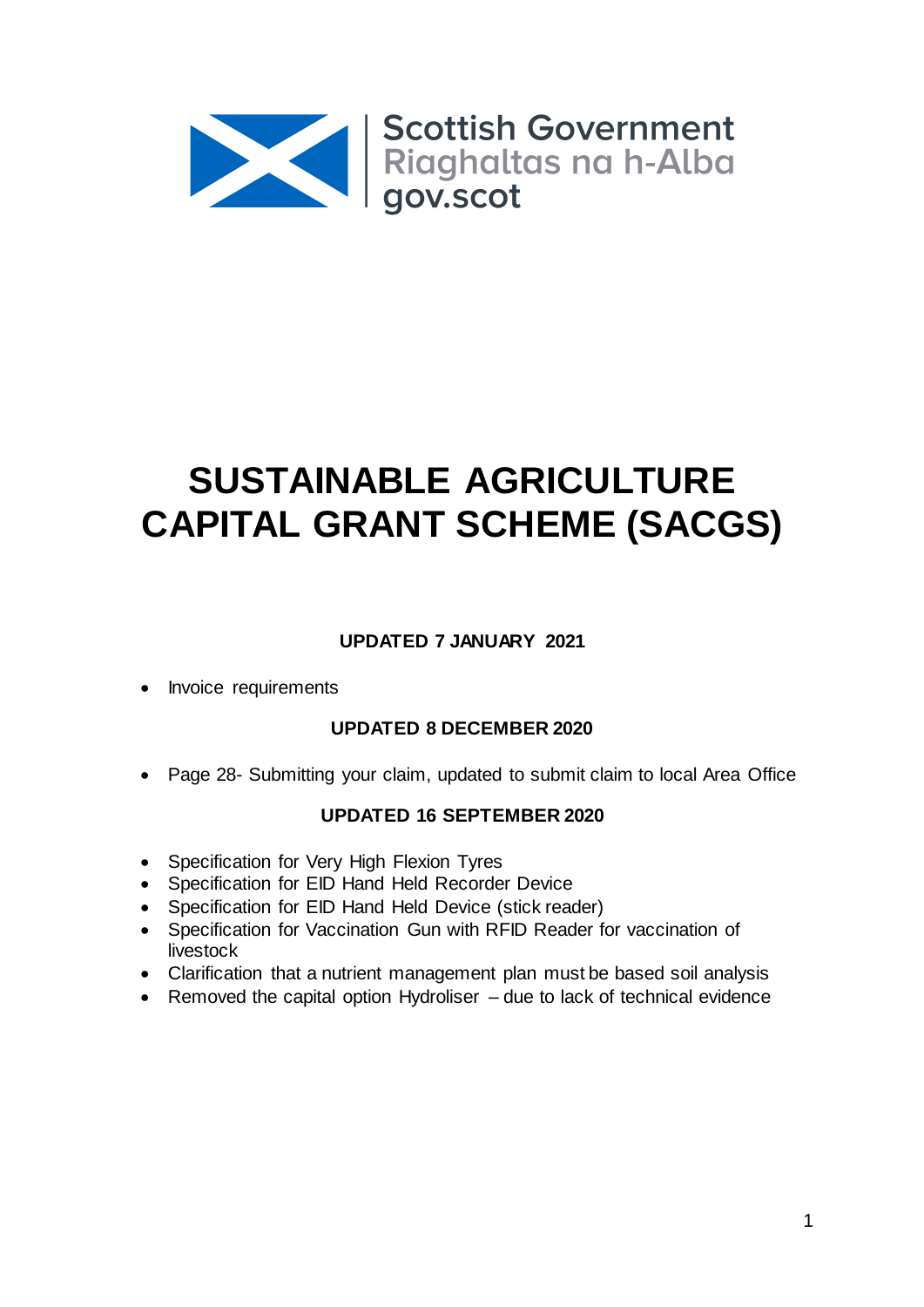Scottish Government
Riaghaltas na h-Alba
gov.scot

# SUSTAINABLE AGRICULTURE CAPITAL GRANT SCHEME (SACGS)

**UPDATED 7 JANUARY 2021**

- Invoice requirements

**UPDATED 8 DECEMBER 2020**

- Page 28- Submitting your claim, updated to submit claim to local Area Office

**UPDATED 16 SEPTEMBER 2020**

- Specification for Very High Flexion Tyres
- Specification for EID Hand Held Recorder Device
- Specification for EID Hand Held Device (stick reader)
- Specification for Vaccination Gun with RFID Reader for vaccination of livestock
- Clarification that a nutrient management plan must be based soil analysis
- Removed the capital option Hydroliser – due to lack of technical evidence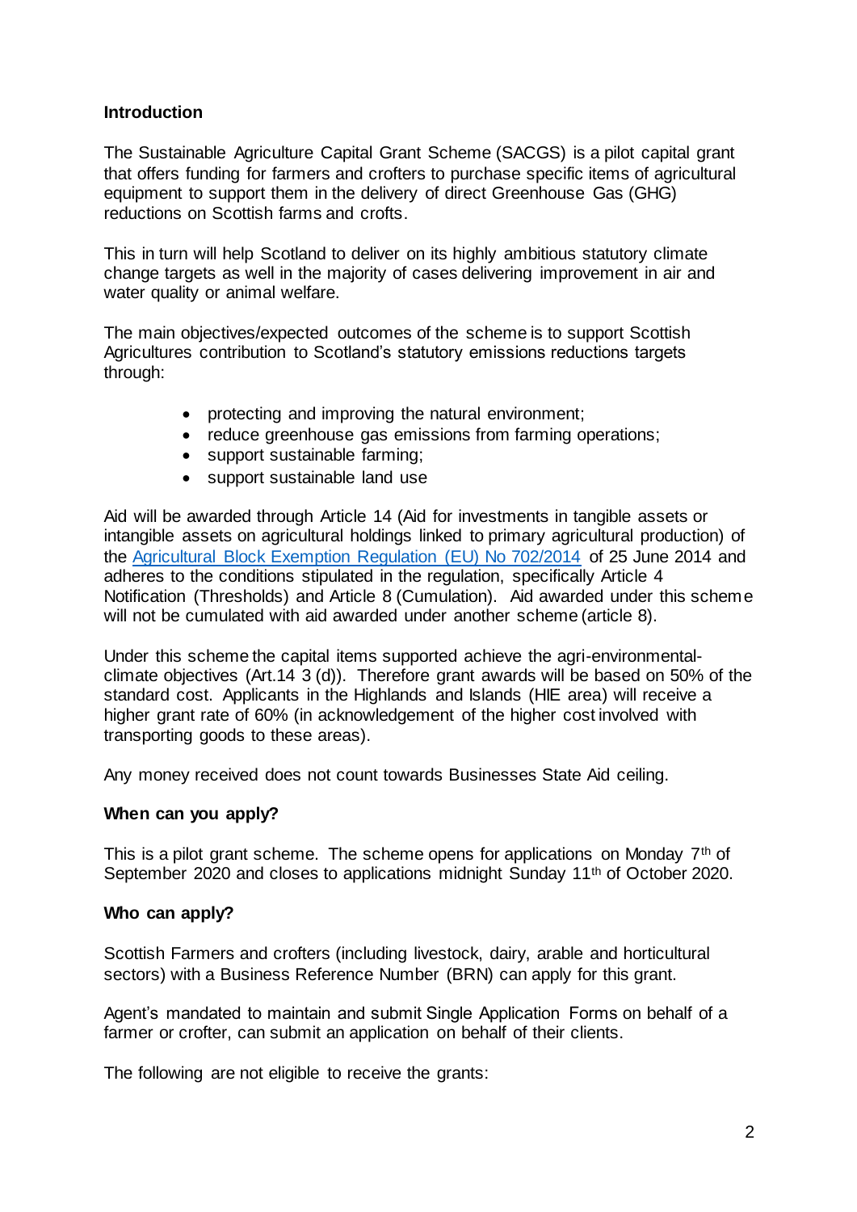### Introduction

The Sustainable Agriculture Capital Grant Scheme (SACGS) is a pilot capital grant that offers funding for farmers and crofters to purchase specific items of agricultural equipment to support them in the delivery of direct Greenhouse Gas (GHG) reductions on Scottish farms and crofts.

This in turn will help Scotland to deliver on its highly ambitious statutory climate change targets as well in the majority of cases delivering improvement in air and water quality or animal welfare.

The main objectives/expected outcomes of the scheme is to support Scottish Agricultures contribution to Scotland's statutory emissions reductions targets through:

- protecting and improving the natural environment;
- reduce greenhouse gas emissions from farming operations;
- support sustainable farming;
- support sustainable land use

Aid will be awarded through Article 14 (Aid for investments in tangible assets or intangible assets on agricultural holdings linked to primary agricultural production) of the Agricultural Block Exemption Regulation (EU) No 702/2014 of 25 June 2014 and adheres to the conditions stipulated in the regulation, specifically Article 4 Notification (Thresholds) and Article 8 (Cumulation). Aid awarded under this scheme will not be cumulated with aid awarded under another scheme (article 8).

Under this scheme the capital items supported achieve the agri-environmental-climate objectives (Art.14 3 (d)). Therefore grant awards will be based on 50% of the standard cost. Applicants in the Highlands and Islands (HIE area) will receive a higher grant rate of 60% (in acknowledgement of the higher cost involved with transporting goods to these areas).

Any money received does not count towards Businesses State Aid ceiling.

### When can you apply?

This is a pilot grant scheme. The scheme opens for applications on Monday 7th of September 2020 and closes to applications midnight Sunday 11th of October 2020.

### Who can apply?

Scottish Farmers and crofters (including livestock, dairy, arable and horticultural sectors) with a Business Reference Number (BRN) can apply for this grant.

Agent's mandated to maintain and submit Single Application Forms on behalf of a farmer or crofter, can submit an application on behalf of their clients.

The following are not eligible to receive the grants: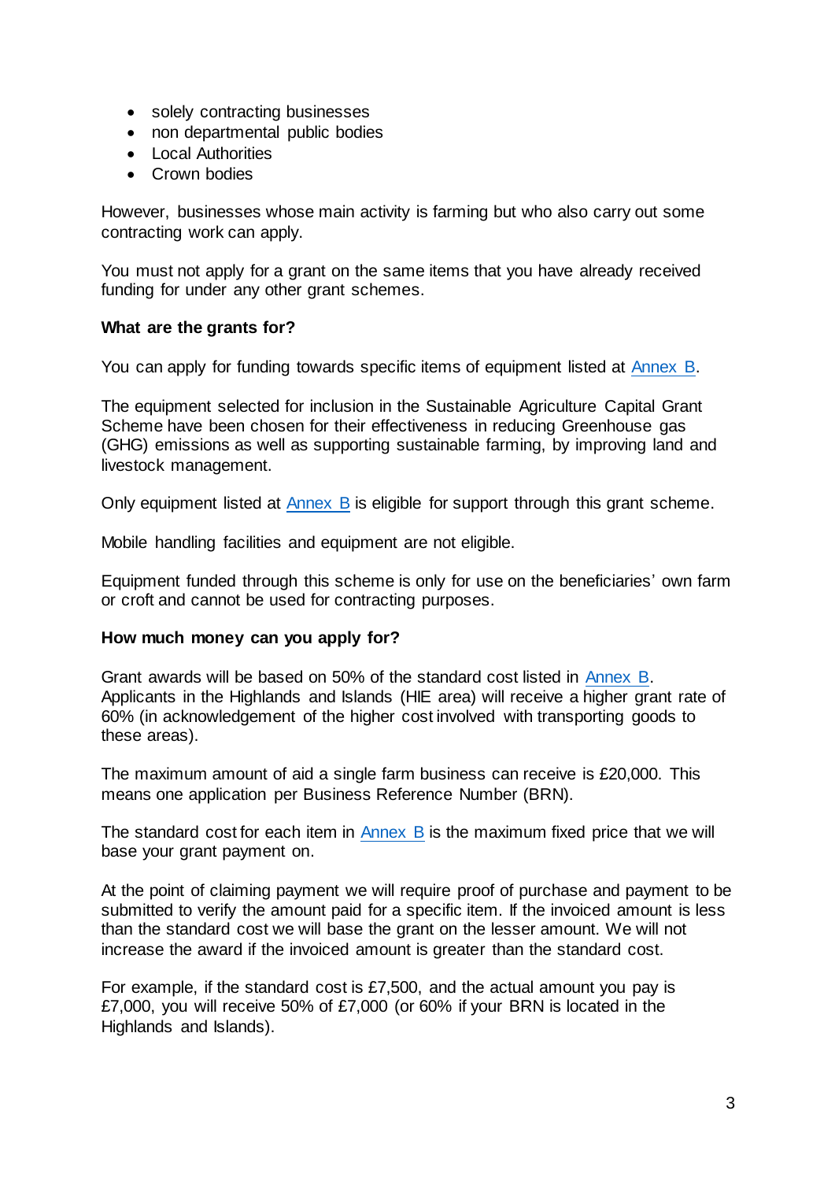- solely contracting businesses
- non departmental public bodies
- Local Authorities
- Crown bodies

However, businesses whose main activity is farming but who also carry out some contracting work can apply.

You must not apply for a grant on the same items that you have already received funding for under any other grant schemes.

**What are the grants for?**

You can apply for funding towards specific items of equipment listed at Annex B.

The equipment selected for inclusion in the Sustainable Agriculture Capital Grant Scheme have been chosen for their effectiveness in reducing Greenhouse gas (GHG) emissions as well as supporting sustainable farming, by improving land and livestock management.

Only equipment listed at Annex B is eligible for support through this grant scheme.

Mobile handling facilities and equipment are not eligible.

Equipment funded through this scheme is only for use on the beneficiaries' own farm or croft and cannot be used for contracting purposes.

**How much money can you apply for?**

Grant awards will be based on 50% of the standard cost listed in Annex B. Applicants in the Highlands and Islands (HIE area) will receive a higher grant rate of 60% (in acknowledgement of the higher cost involved with transporting goods to these areas).

The maximum amount of aid a single farm business can receive is £20,000. This means one application per Business Reference Number (BRN).

The standard cost for each item in Annex B is the maximum fixed price that we will base your grant payment on.

At the point of claiming payment we will require proof of purchase and payment to be submitted to verify the amount paid for a specific item. If the invoiced amount is less than the standard cost we will base the grant on the lesser amount. We will not increase the award if the invoiced amount is greater than the standard cost.

For example, if the standard cost is £7,500, and the actual amount you pay is £7,000, you will receive 50% of £7,000 (or 60% if your BRN is located in the Highlands and Islands).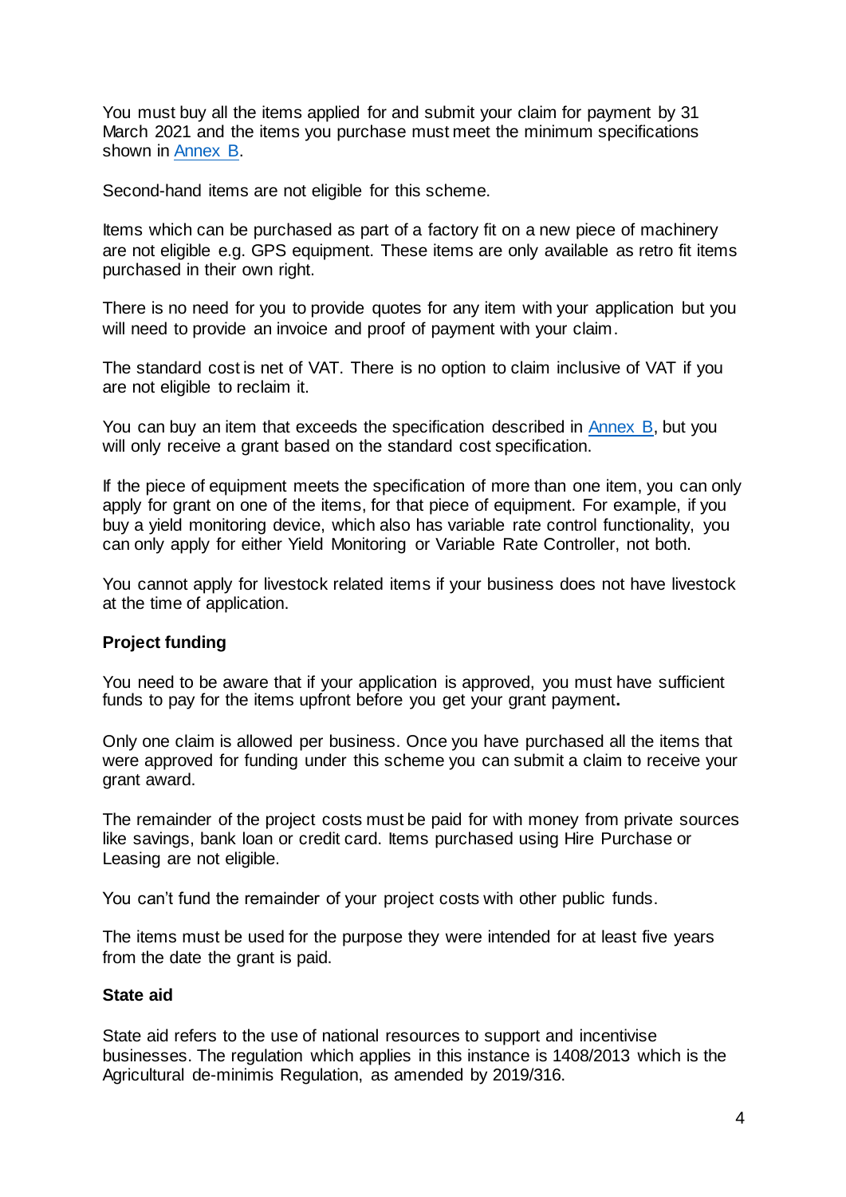You must buy all the items applied for and submit your claim for payment by 31 March 2021 and the items you purchase must meet the minimum specifications shown in [Annex B](#).

Second-hand items are not eligible for this scheme.

Items which can be purchased as part of a factory fit on a new piece of machinery are not eligible e.g. GPS equipment. These items are only available as retro fit items purchased in their own right.

There is no need for you to provide quotes for any item with your application but you will need to provide an invoice and proof of payment with your claim.

The standard cost is net of VAT. There is no option to claim inclusive of VAT if you are not eligible to reclaim it.

You can buy an item that exceeds the specification described in [Annex B](#), but you will only receive a grant based on the standard cost specification.

If the piece of equipment meets the specification of more than one item, you can only apply for grant on one of the items, for that piece of equipment. For example, if you buy a yield monitoring device, which also has variable rate control functionality, you can only apply for either Yield Monitoring or Variable Rate Controller, not both.

You cannot apply for livestock related items if your business does not have livestock at the time of application.

**Project funding**

You need to be aware that if your application is approved, you must have sufficient funds to pay for the items upfront before you get your grant payment**.**

Only one claim is allowed per business. Once you have purchased all the items that were approved for funding under this scheme you can submit a claim to receive your grant award.

The remainder of the project costs must be paid for with money from private sources like savings, bank loan or credit card. Items purchased using Hire Purchase or Leasing are not eligible.

You can't fund the remainder of your project costs with other public funds.

The items must be used for the purpose they were intended for at least five years from the date the grant is paid.

**State aid**

State aid refers to the use of national resources to support and incentivise businesses. The regulation which applies in this instance is 1408/2013 which is the Agricultural de-minimis Regulation, as amended by 2019/316.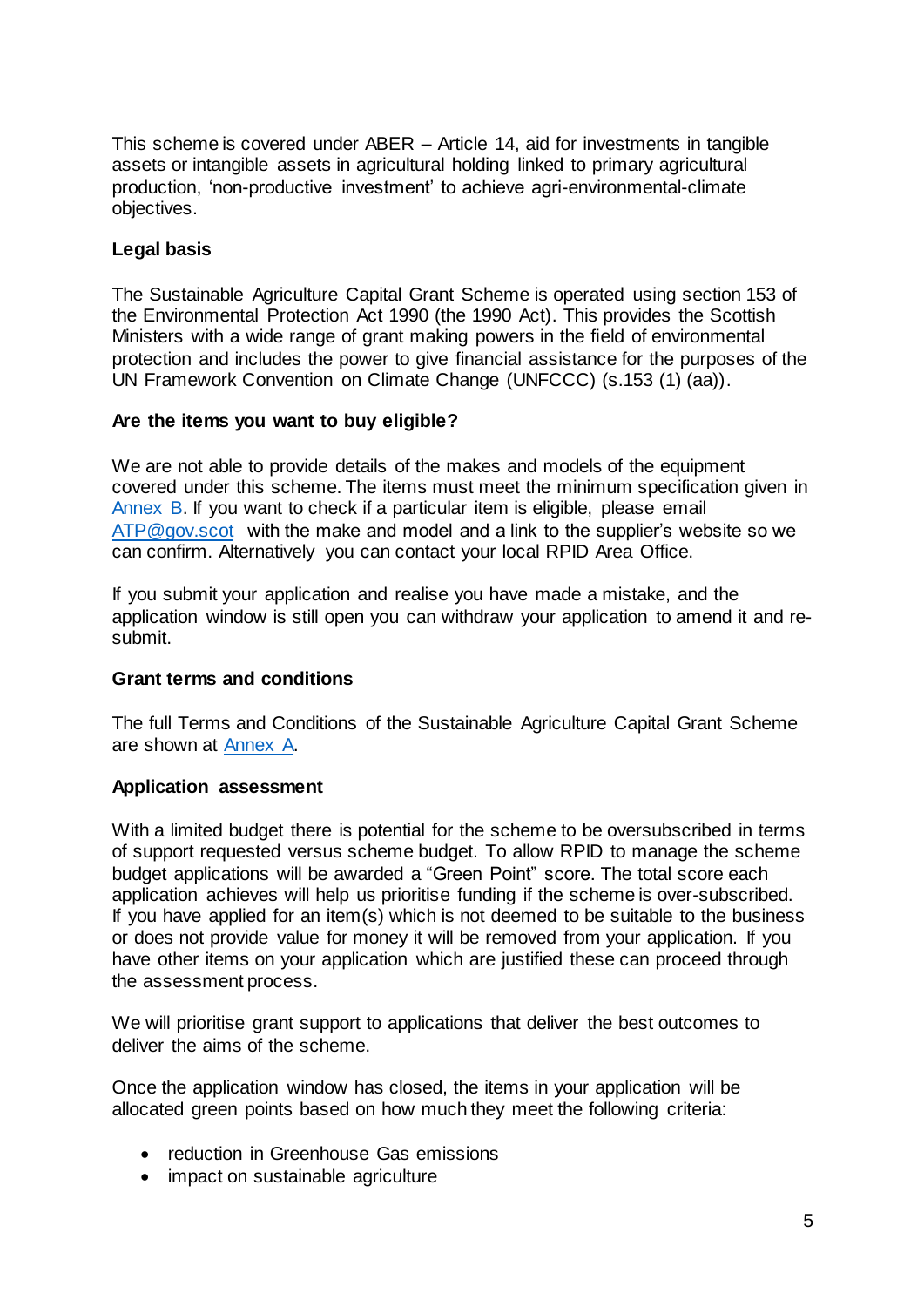This scheme is covered under ABER – Article 14, aid for investments in tangible assets or intangible assets in agricultural holding linked to primary agricultural production, 'non-productive investment' to achieve agri-environmental-climate objectives.

**Legal basis**

The Sustainable Agriculture Capital Grant Scheme is operated using section 153 of the Environmental Protection Act 1990 (the 1990 Act). This provides the Scottish Ministers with a wide range of grant making powers in the field of environmental protection and includes the power to give financial assistance for the purposes of the UN Framework Convention on Climate Change (UNFCCC) (s.153 (1) (aa)).

**Are the items you want to buy eligible?**

We are not able to provide details of the makes and models of the equipment covered under this scheme. The items must meet the minimum specification given in Annex B. If you want to check if a particular item is eligible, please email ATP@gov.scot with the make and model and a link to the supplier's website so we can confirm. Alternatively you can contact your local RPID Area Office.

If you submit your application and realise you have made a mistake, and the application window is still open you can withdraw your application to amend it and re-submit.

**Grant terms and conditions**

The full Terms and Conditions of the Sustainable Agriculture Capital Grant Scheme are shown at Annex A.

**Application assessment**

With a limited budget there is potential for the scheme to be oversubscribed in terms of support requested versus scheme budget. To allow RPID to manage the scheme budget applications will be awarded a "Green Point" score. The total score each application achieves will help us prioritise funding if the scheme is over-subscribed. If you have applied for an item(s) which is not deemed to be suitable to the business or does not provide value for money it will be removed from your application. If you have other items on your application which are justified these can proceed through the assessment process.

We will prioritise grant support to applications that deliver the best outcomes to deliver the aims of the scheme.

Once the application window has closed, the items in your application will be allocated green points based on how much they meet the following criteria:

- reduction in Greenhouse Gas emissions
- impact on sustainable agriculture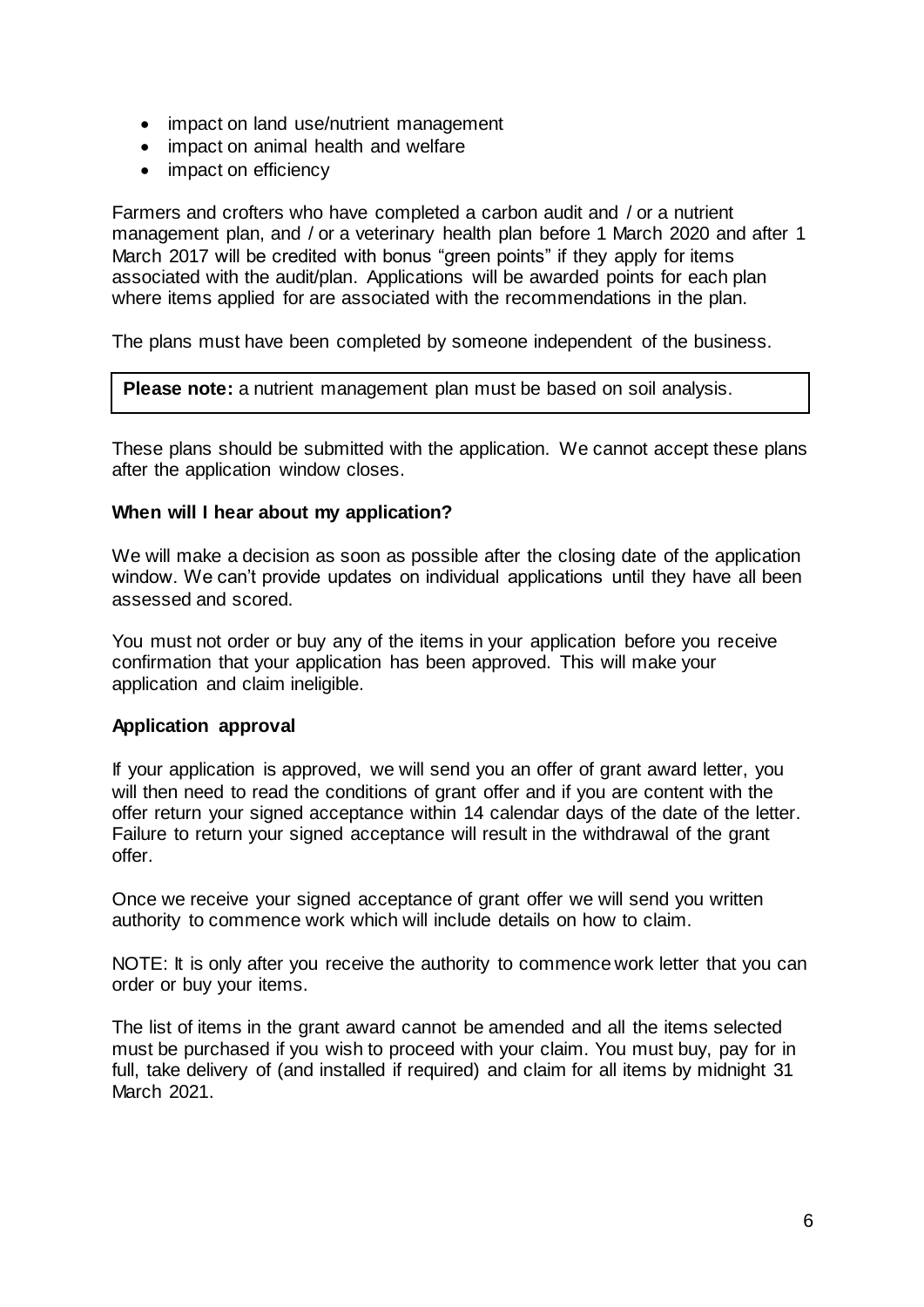- impact on land use/nutrient management
- impact on animal health and welfare
- impact on efficiency

Farmers and crofters who have completed a carbon audit and / or a nutrient management plan, and / or a veterinary health plan before 1 March 2020 and after 1 March 2017 will be credited with bonus "green points" if they apply for items associated with the audit/plan. Applications will be awarded points for each plan where items applied for are associated with the recommendations in the plan.

The plans must have been completed by someone independent of the business.

**Please note:** a nutrient management plan must be based on soil analysis.

These plans should be submitted with the application. We cannot accept these plans after the application window closes.

**When will I hear about my application?**

We will make a decision as soon as possible after the closing date of the application window. We can't provide updates on individual applications until they have all been assessed and scored.

You must not order or buy any of the items in your application before you receive confirmation that your application has been approved. This will make your application and claim ineligible.

**Application approval**

If your application is approved, we will send you an offer of grant award letter, you will then need to read the conditions of grant offer and if you are content with the offer return your signed acceptance within 14 calendar days of the date of the letter. Failure to return your signed acceptance will result in the withdrawal of the grant offer.

Once we receive your signed acceptance of grant offer we will send you written authority to commence work which will include details on how to claim.

NOTE: It is only after you receive the authority to commence work letter that you can order or buy your items.

The list of items in the grant award cannot be amended and all the items selected must be purchased if you wish to proceed with your claim. You must buy, pay for in full, take delivery of (and installed if required) and claim for all items by midnight 31 March 2021.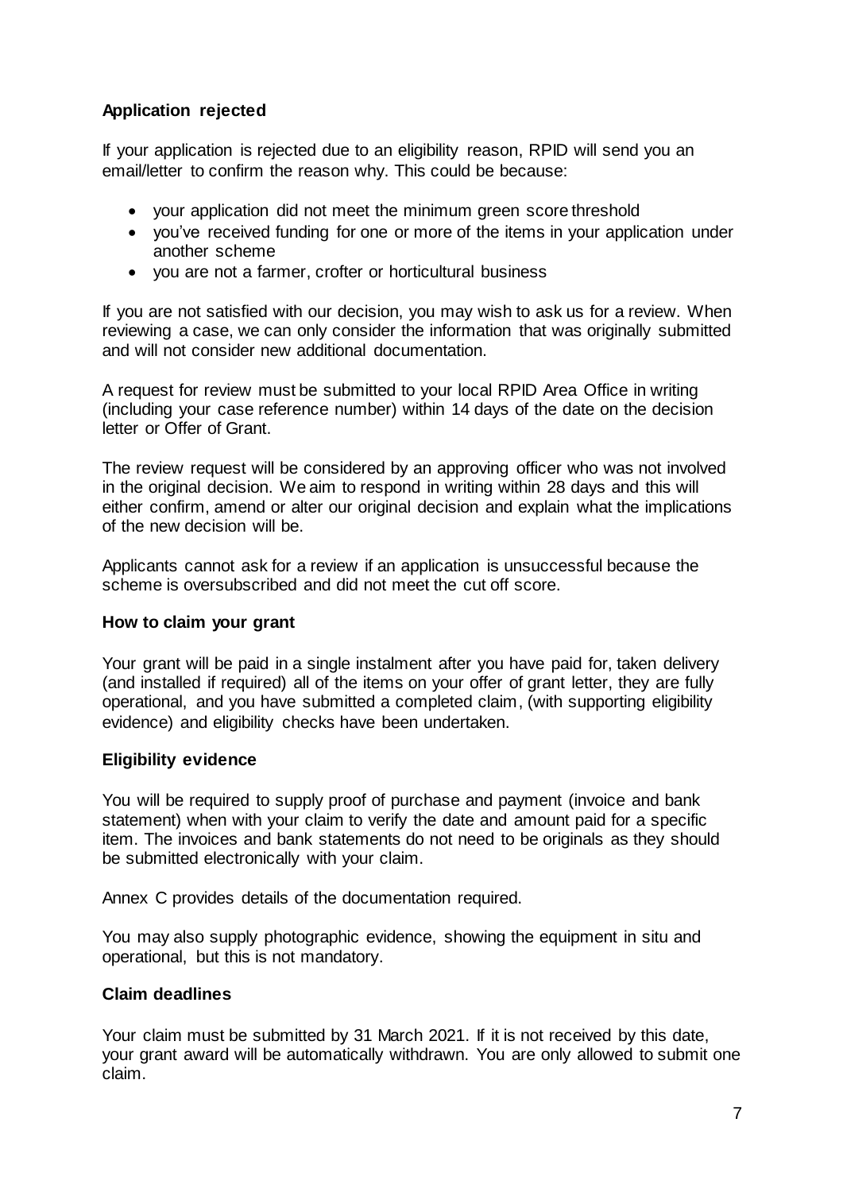**Application rejected**

If your application is rejected due to an eligibility reason, RPID will send you an email/letter to confirm the reason why. This could be because:

- your application did not meet the minimum green score threshold
- you've received funding for one or more of the items in your application under another scheme
- you are not a farmer, crofter or horticultural business

If you are not satisfied with our decision, you may wish to ask us for a review. When reviewing a case, we can only consider the information that was originally submitted and will not consider new additional documentation.

A request for review must be submitted to your local RPID Area Office in writing (including your case reference number) within 14 days of the date on the decision letter or Offer of Grant.

The review request will be considered by an approving officer who was not involved in the original decision. We aim to respond in writing within 28 days and this will either confirm, amend or alter our original decision and explain what the implications of the new decision will be.

Applicants cannot ask for a review if an application is unsuccessful because the scheme is oversubscribed and did not meet the cut off score.

**How to claim your grant**

Your grant will be paid in a single instalment after you have paid for, taken delivery (and installed if required) all of the items on your offer of grant letter, they are fully operational, and you have submitted a completed claim, (with supporting eligibility evidence) and eligibility checks have been undertaken.

**Eligibility evidence**

You will be required to supply proof of purchase and payment (invoice and bank statement) when with your claim to verify the date and amount paid for a specific item. The invoices and bank statements do not need to be originals as they should be submitted electronically with your claim.

Annex C provides details of the documentation required.

You may also supply photographic evidence, showing the equipment in situ and operational, but this is not mandatory.

**Claim deadlines**

Your claim must be submitted by 31 March 2021. If it is not received by this date, your grant award will be automatically withdrawn. You are only allowed to submit one claim.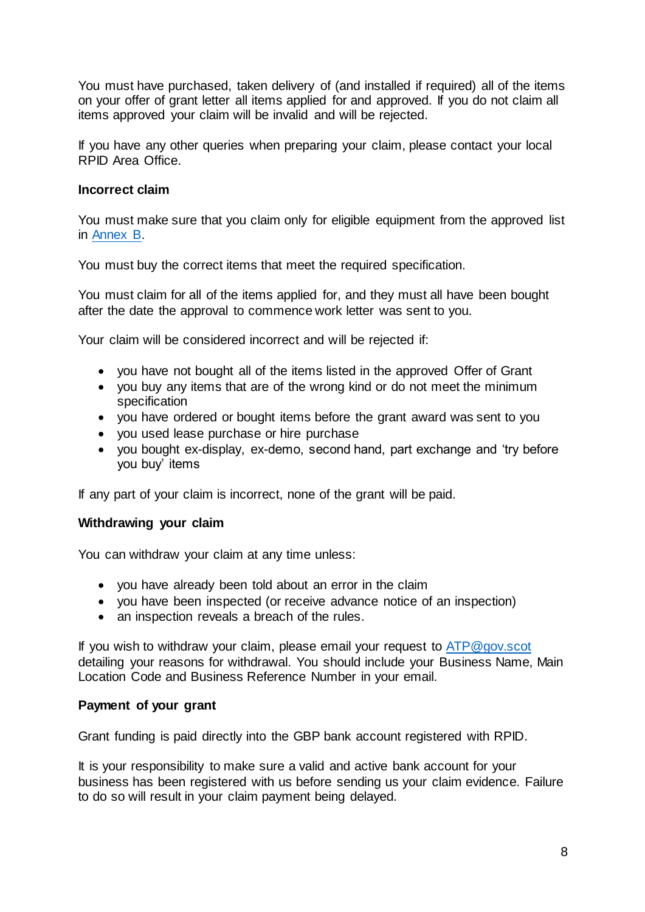You must have purchased, taken delivery of (and installed if required) all of the items on your offer of grant letter all items applied for and approved. If you do not claim all items approved your claim will be invalid and will be rejected.

If you have any other queries when preparing your claim, please contact your local RPID Area Office.

**Incorrect claim**

You must make sure that you claim only for eligible equipment from the approved list in [Annex B](#).

You must buy the correct items that meet the required specification.

You must claim for all of the items applied for, and they must all have been bought after the date the approval to commence work letter was sent to you.

Your claim will be considered incorrect and will be rejected if:

- you have not bought all of the items listed in the approved Offer of Grant
- you buy any items that are of the wrong kind or do not meet the minimum specification
- you have ordered or bought items before the grant award was sent to you
- you used lease purchase or hire purchase
- you bought ex-display, ex-demo, second hand, part exchange and 'try before you buy' items

If any part of your claim is incorrect, none of the grant will be paid.

**Withdrawing your claim**

You can withdraw your claim at any time unless:

- you have already been told about an error in the claim
- you have been inspected (or receive advance notice of an inspection)
- an inspection reveals a breach of the rules.

If you wish to withdraw your claim, please email your request to [ATP@gov.scot](mailto:ATP@gov.scot) detailing your reasons for withdrawal. You should include your Business Name, Main Location Code and Business Reference Number in your email.

**Payment of your grant**

Grant funding is paid directly into the GBP bank account registered with RPID.

It is your responsibility to make sure a valid and active bank account for your business has been registered with us before sending us your claim evidence. Failure to do so will result in your claim payment being delayed.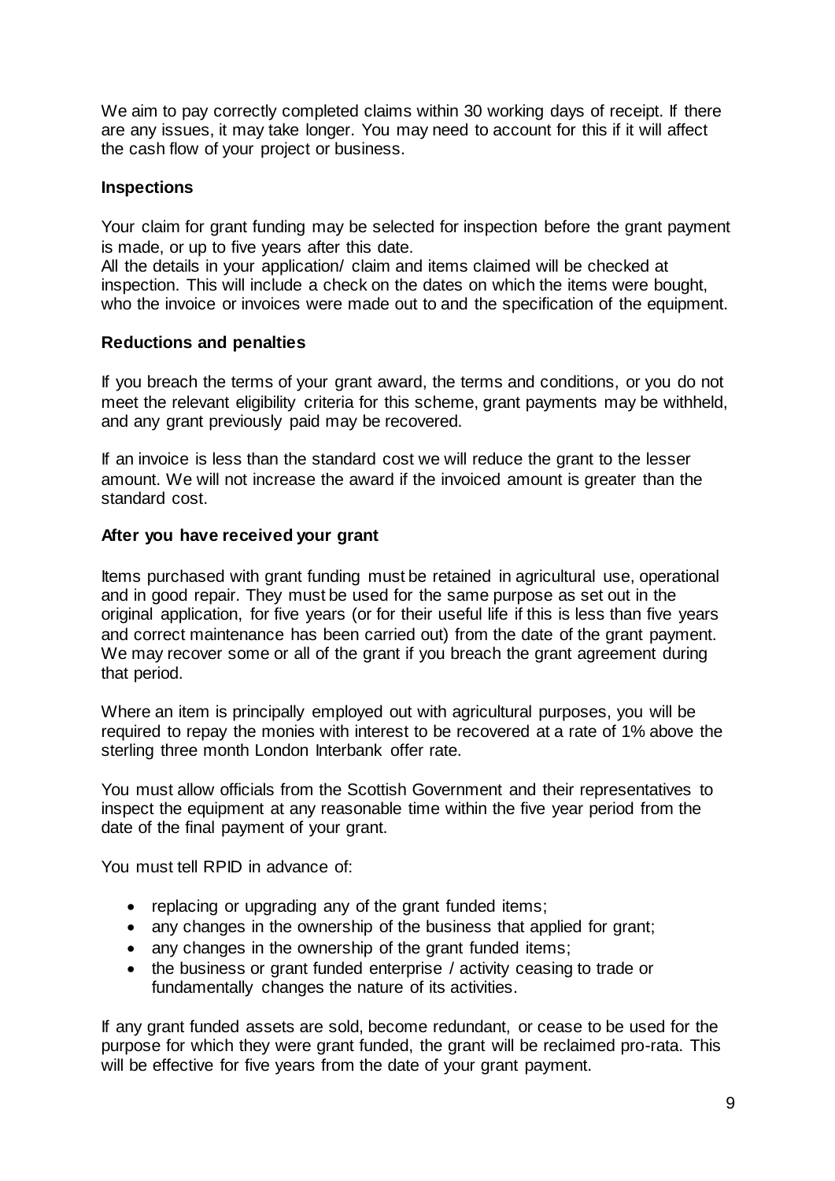We aim to pay correctly completed claims within 30 working days of receipt. If there are any issues, it may take longer. You may need to account for this if it will affect the cash flow of your project or business.

**Inspections**

Your claim for grant funding may be selected for inspection before the grant payment is made, or up to five years after this date.
All the details in your application/ claim and items claimed will be checked at inspection. This will include a check on the dates on which the items were bought, who the invoice or invoices were made out to and the specification of the equipment.

**Reductions and penalties**

If you breach the terms of your grant award, the terms and conditions, or you do not meet the relevant eligibility criteria for this scheme, grant payments may be withheld, and any grant previously paid may be recovered.

If an invoice is less than the standard cost we will reduce the grant to the lesser amount. We will not increase the award if the invoiced amount is greater than the standard cost.

**After you have received your grant**

Items purchased with grant funding must be retained in agricultural use, operational and in good repair. They must be used for the same purpose as set out in the original application, for five years (or for their useful life if this is less than five years and correct maintenance has been carried out) from the date of the grant payment. We may recover some or all of the grant if you breach the grant agreement during that period.

Where an item is principally employed out with agricultural purposes, you will be required to repay the monies with interest to be recovered at a rate of 1% above the sterling three month London Interbank offer rate.

You must allow officials from the Scottish Government and their representatives to inspect the equipment at any reasonable time within the five year period from the date of the final payment of your grant.

You must tell RPID in advance of:

- replacing or upgrading any of the grant funded items;
- any changes in the ownership of the business that applied for grant;
- any changes in the ownership of the grant funded items;
- the business or grant funded enterprise / activity ceasing to trade or fundamentally changes the nature of its activities.

If any grant funded assets are sold, become redundant, or cease to be used for the purpose for which they were grant funded, the grant will be reclaimed pro-rata. This will be effective for five years from the date of your grant payment.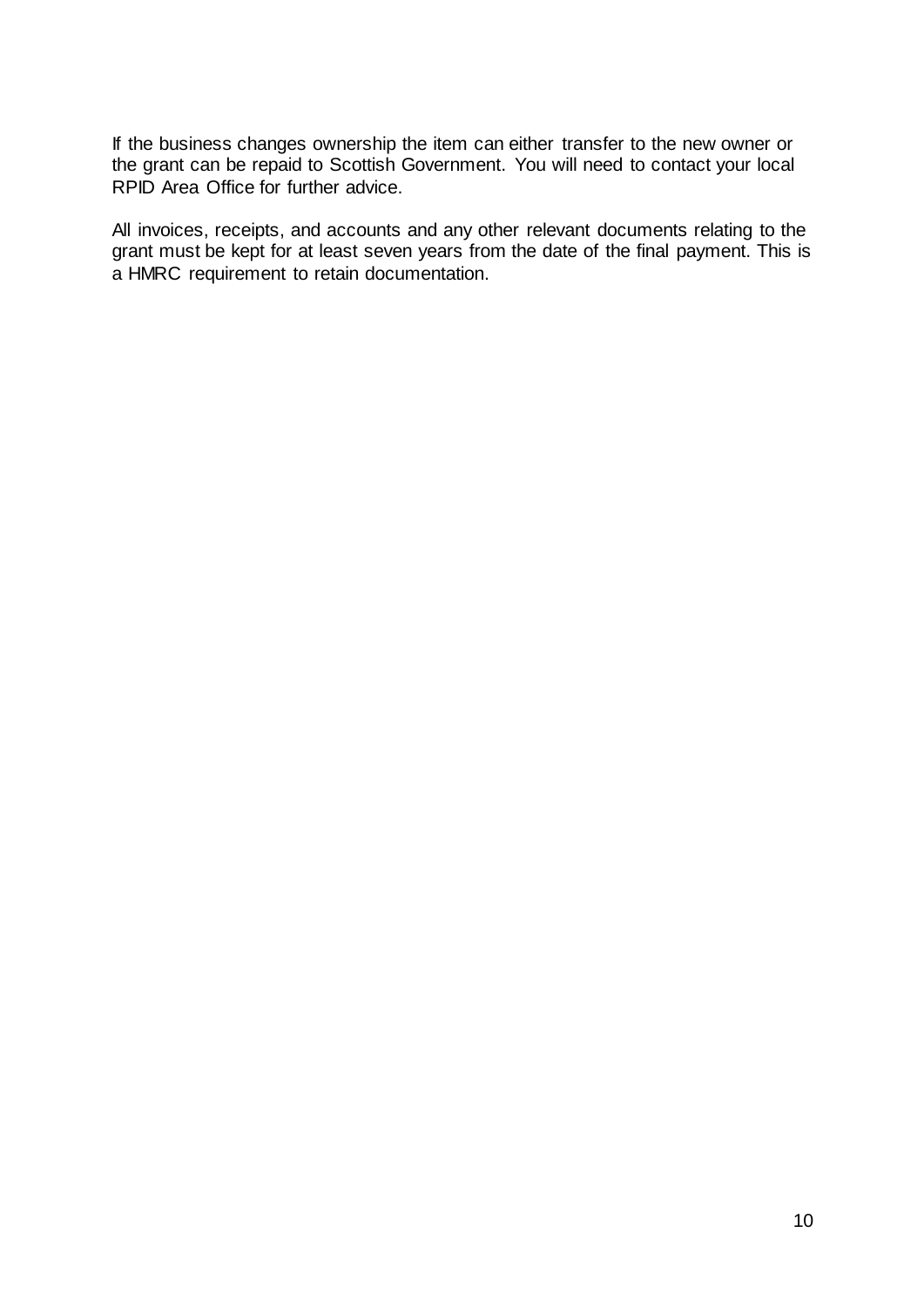If the business changes ownership the item can either transfer to the new owner or the grant can be repaid to Scottish Government. You will need to contact your local RPID Area Office for further advice.

All invoices, receipts, and accounts and any other relevant documents relating to the grant must be kept for at least seven years from the date of the final payment. This is a HMRC requirement to retain documentation.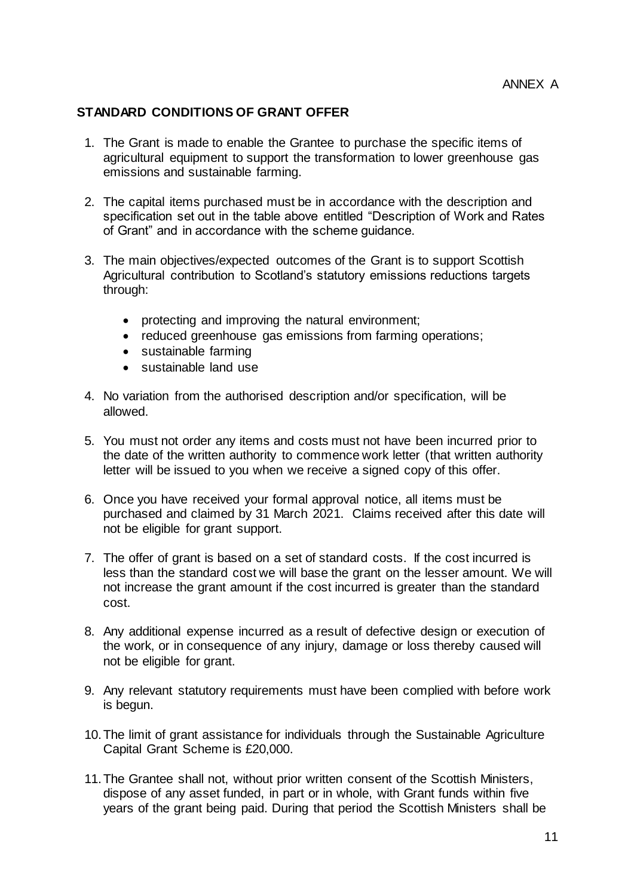ANNEX A

**STANDARD CONDITIONS OF GRANT OFFER**

1. The Grant is made to enable the Grantee to purchase the specific items of agricultural equipment to support the transformation to lower greenhouse gas emissions and sustainable farming.

2. The capital items purchased must be in accordance with the description and specification set out in the table above entitled "Description of Work and Rates of Grant" and in accordance with the scheme guidance.

3. The main objectives/expected outcomes of the Grant is to support Scottish Agricultural contribution to Scotland's statutory emissions reductions targets through:

    - protecting and improving the natural environment;
    - reduced greenhouse gas emissions from farming operations;
    - sustainable farming
    - sustainable land use

4. No variation from the authorised description and/or specification, will be allowed.

5. You must not order any items and costs must not have been incurred prior to the date of the written authority to commence work letter (that written authority letter will be issued to you when we receive a signed copy of this offer.

6. Once you have received your formal approval notice, all items must be purchased and claimed by 31 March 2021. Claims received after this date will not be eligible for grant support.

7. The offer of grant is based on a set of standard costs. If the cost incurred is less than the standard cost we will base the grant on the lesser amount. We will not increase the grant amount if the cost incurred is greater than the standard cost.

8. Any additional expense incurred as a result of defective design or execution of the work, or in consequence of any injury, damage or loss thereby caused will not be eligible for grant.

9. Any relevant statutory requirements must have been complied with before work is begun.

10. The limit of grant assistance for individuals through the Sustainable Agriculture Capital Grant Scheme is £20,000.

11. The Grantee shall not, without prior written consent of the Scottish Ministers, dispose of any asset funded, in part or in whole, with Grant funds within five years of the grant being paid. During that period the Scottish Ministers shall be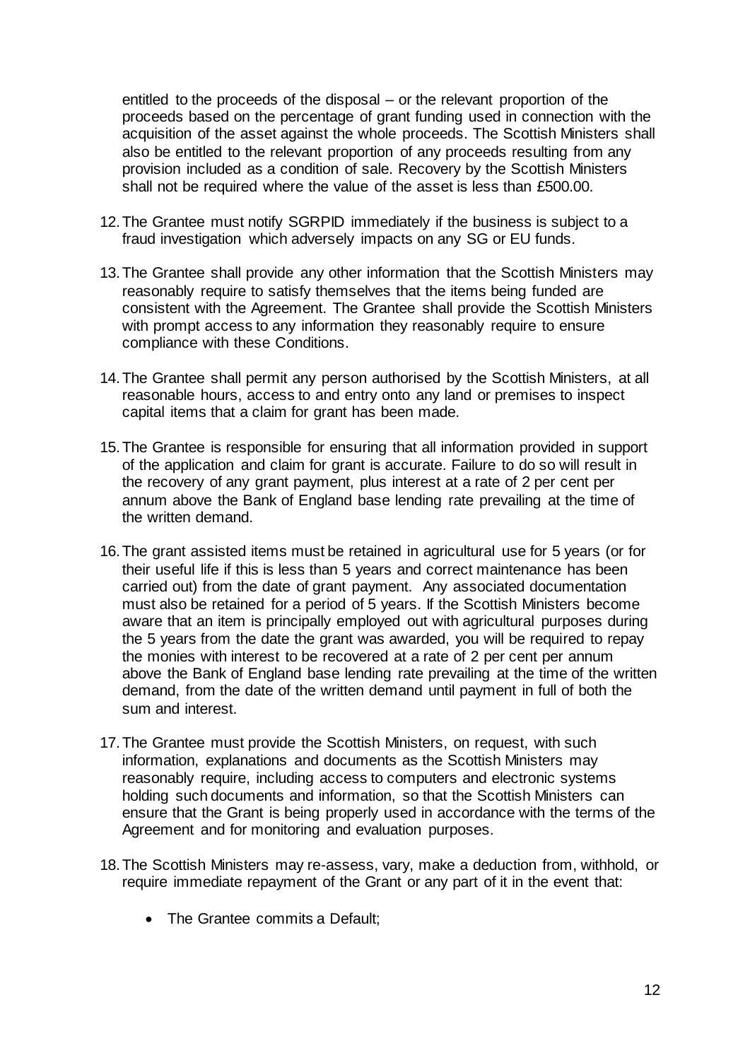entitled to the proceeds of the disposal – or the relevant proportion of the proceeds based on the percentage of grant funding used in connection with the acquisition of the asset against the whole proceeds. The Scottish Ministers shall also be entitled to the relevant proportion of any proceeds resulting from any provision included as a condition of sale. Recovery by the Scottish Ministers shall not be required where the value of the asset is less than £500.00.

12. The Grantee must notify SGRPID immediately if the business is subject to a fraud investigation which adversely impacts on any SG or EU funds.

13. The Grantee shall provide any other information that the Scottish Ministers may reasonably require to satisfy themselves that the items being funded are consistent with the Agreement. The Grantee shall provide the Scottish Ministers with prompt access to any information they reasonably require to ensure compliance with these Conditions.

14. The Grantee shall permit any person authorised by the Scottish Ministers, at all reasonable hours, access to and entry onto any land or premises to inspect capital items that a claim for grant has been made.

15. The Grantee is responsible for ensuring that all information provided in support of the application and claim for grant is accurate. Failure to do so will result in the recovery of any grant payment, plus interest at a rate of 2 per cent per annum above the Bank of England base lending rate prevailing at the time of the written demand.

16. The grant assisted items must be retained in agricultural use for 5 years (or for their useful life if this is less than 5 years and correct maintenance has been carried out) from the date of grant payment. Any associated documentation must also be retained for a period of 5 years. If the Scottish Ministers become aware that an item is principally employed out with agricultural purposes during the 5 years from the date the grant was awarded, you will be required to repay the monies with interest to be recovered at a rate of 2 per cent per annum above the Bank of England base lending rate prevailing at the time of the written demand, from the date of the written demand until payment in full of both the sum and interest.

17. The Grantee must provide the Scottish Ministers, on request, with such information, explanations and documents as the Scottish Ministers may reasonably require, including access to computers and electronic systems holding such documents and information, so that the Scottish Ministers can ensure that the Grant is being properly used in accordance with the terms of the Agreement and for monitoring and evaluation purposes.

18. The Scottish Ministers may re-assess, vary, make a deduction from, withhold, or require immediate repayment of the Grant or any part of it in the event that:

    - The Grantee commits a Default;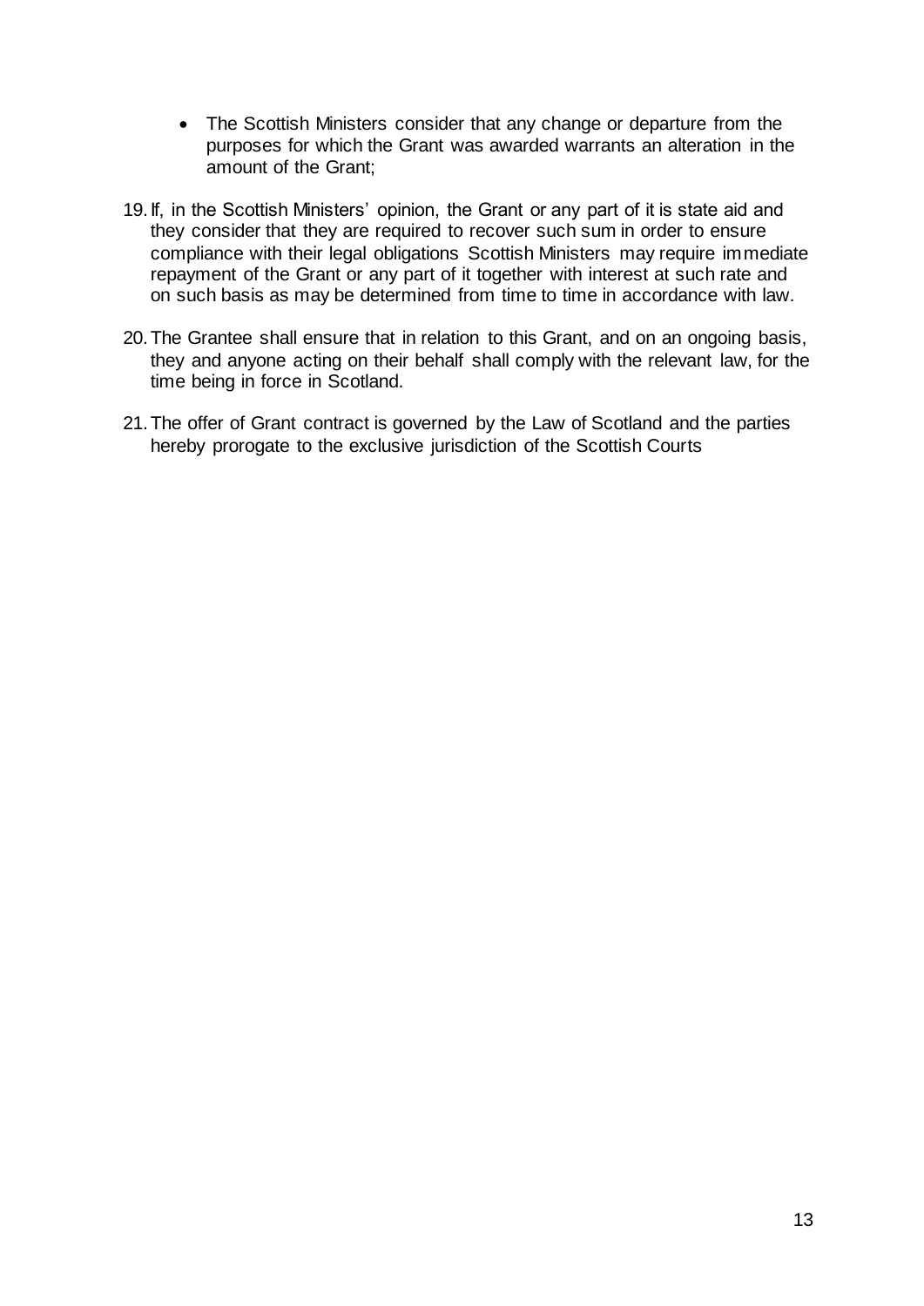- The Scottish Ministers consider that any change or departure from the purposes for which the Grant was awarded warrants an alteration in the amount of the Grant;

19. If, in the Scottish Ministers' opinion, the Grant or any part of it is state aid and they consider that they are required to recover such sum in order to ensure compliance with their legal obligations Scottish Ministers may require immediate repayment of the Grant or any part of it together with interest at such rate and on such basis as may be determined from time to time in accordance with law.

20. The Grantee shall ensure that in relation to this Grant, and on an ongoing basis, they and anyone acting on their behalf shall comply with the relevant law, for the time being in force in Scotland.

21. The offer of Grant contract is governed by the Law of Scotland and the parties hereby prorogate to the exclusive jurisdiction of the Scottish Courts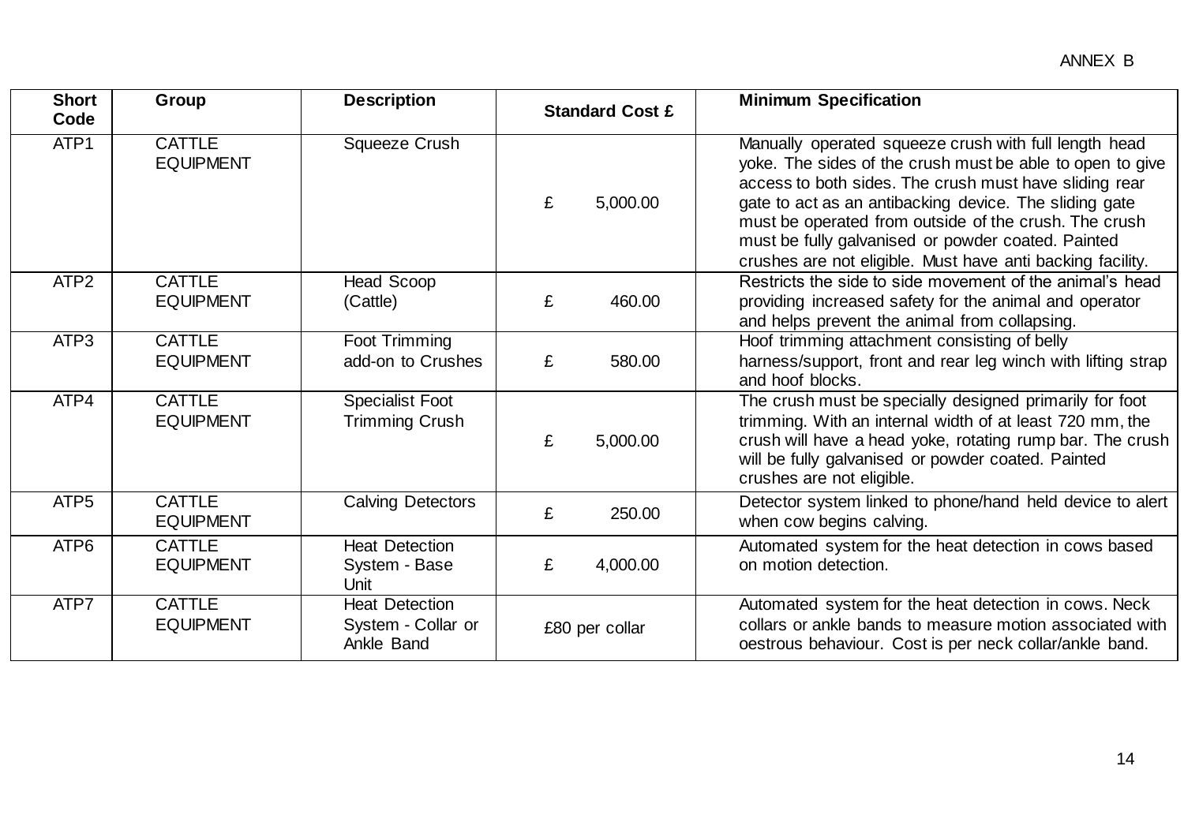ANNEX B

| Short Code | Group | Description | Standard Cost £ | Minimum Specification |
|---|---|---|---|---|
| ATP1 | CATTLE EQUIPMENT | Squeeze Crush | £ 5,000.00 | Manually operated squeeze crush with full length head yoke. The sides of the crush must be able to open to give access to both sides. The crush must have sliding rear gate to act as an antibacking device. The sliding gate must be operated from outside of the crush. The crush must be fully galvanised or powder coated. Painted crushes are not eligible. Must have anti backing facility. |
| ATP2 | CATTLE EQUIPMENT | Head Scoop (Cattle) | £ 460.00 | Restricts the side to side movement of the animal's head providing increased safety for the animal and operator and helps prevent the animal from collapsing. |
| ATP3 | CATTLE EQUIPMENT | Foot Trimming add-on to Crushes | £ 580.00 | Hoof trimming attachment consisting of belly harness/support, front and rear leg winch with lifting strap and hoof blocks. |
| ATP4 | CATTLE EQUIPMENT | Specialist Foot Trimming Crush | £ 5,000.00 | The crush must be specially designed primarily for foot trimming. With an internal width of at least 720 mm, the crush will have a head yoke, rotating rump bar. The crush will be fully galvanised or powder coated. Painted crushes are not eligible. |
| ATP5 | CATTLE EQUIPMENT | Calving Detectors | £ 250.00 | Detector system linked to phone/hand held device to alert when cow begins calving. |
| ATP6 | CATTLE EQUIPMENT | Heat Detection System - Base Unit | £ 4,000.00 | Automated system for the heat detection in cows based on motion detection. |
| ATP7 | CATTLE EQUIPMENT | Heat Detection System - Collar or Ankle Band | £80 per collar | Automated system for the heat detection in cows. Neck collars or ankle bands to measure motion associated with oestrous behaviour. Cost is per neck collar/ankle band. |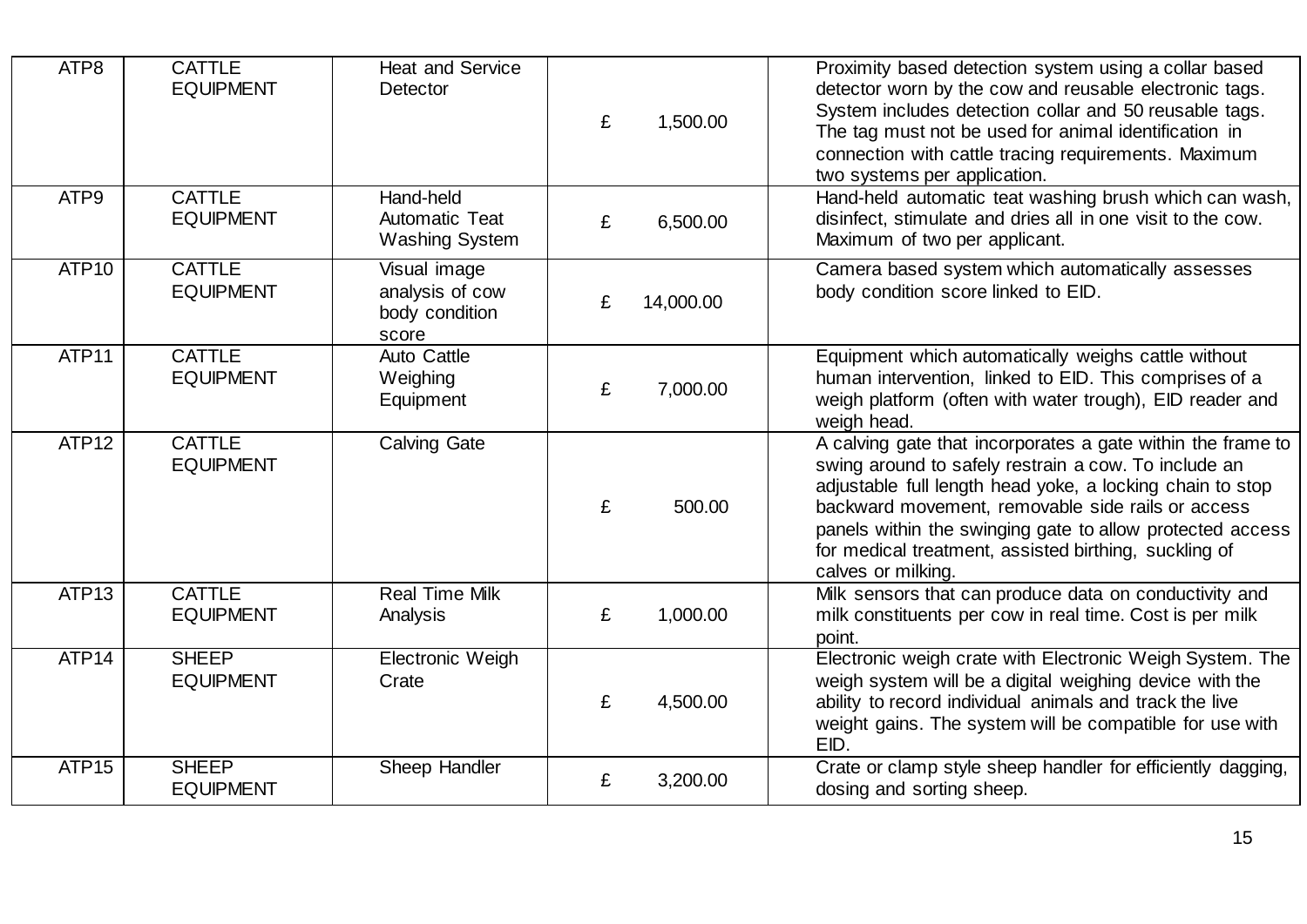| ATP8 | CATTLE EQUIPMENT | Heat and Service Detector | £ 1,500.00 | Proximity based detection system using a collar based detector worn by the cow and reusable electronic tags. System includes detection collar and 50 reusable tags. The tag must not be used for animal identification in connection with cattle tracing requirements. Maximum two systems per application. |
|---|---|---|---|---|
| ATP9 | CATTLE EQUIPMENT | Hand-held Automatic Teat Washing System | £ 6,500.00 | Hand-held automatic teat washing brush which can wash, disinfect, stimulate and dries all in one visit to the cow. Maximum of two per applicant. |
| ATP10 | CATTLE EQUIPMENT | Visual image analysis of cow body condition score | £ 14,000.00 | Camera based system which automatically assesses body condition score linked to EID. |
| ATP11 | CATTLE EQUIPMENT | Auto Cattle Weighing Equipment | £ 7,000.00 | Equipment which automatically weighs cattle without human intervention, linked to EID. This comprises of a weigh platform (often with water trough), EID reader and weigh head. |
| ATP12 | CATTLE EQUIPMENT | Calving Gate | £ 500.00 | A calving gate that incorporates a gate within the frame to swing around to safely restrain a cow. To include an adjustable full length head yoke, a locking chain to stop backward movement, removable side rails or access panels within the swinging gate to allow protected access for medical treatment, assisted birthing, suckling of calves or milking. |
| ATP13 | CATTLE EQUIPMENT | Real Time Milk Analysis | £ 1,000.00 | Milk sensors that can produce data on conductivity and milk constituents per cow in real time. Cost is per milk point. |
| ATP14 | SHEEP EQUIPMENT | Electronic Weigh Crate | £ 4,500.00 | Electronic weigh crate with Electronic Weigh System. The weigh system will be a digital weighing device with the ability to record individual animals and track the live weight gains. The system will be compatible for use with EID. |
| ATP15 | SHEEP EQUIPMENT | Sheep Handler | £ 3,200.00 | Crate or clamp style sheep handler for efficiently dagging, dosing and sorting sheep. |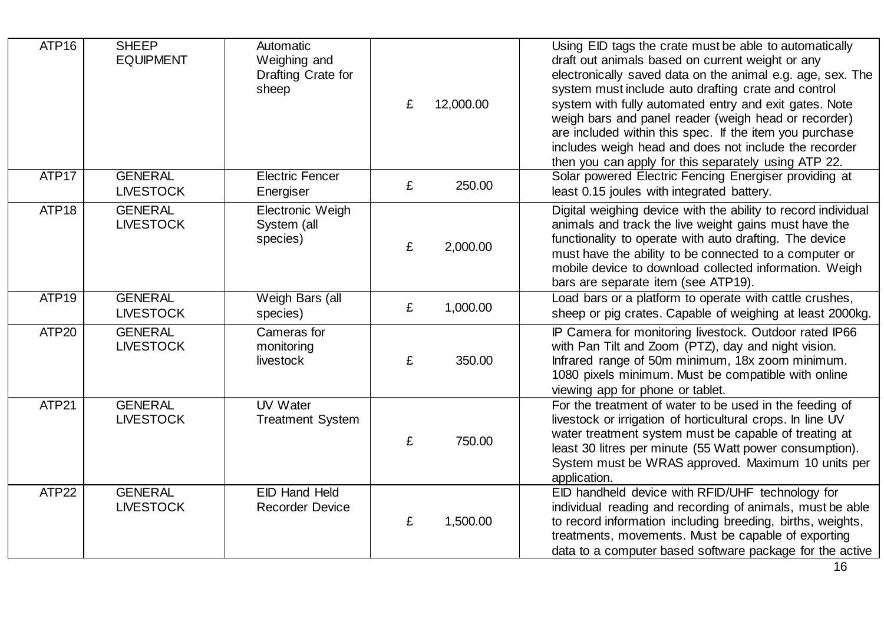| ATP16 | SHEEP EQUIPMENT | Automatic Weighing and Drafting Crate for sheep | £ 12,000.00 | Using EID tags the crate must be able to automatically draft out animals based on current weight or any electronically saved data on the animal e.g. age, sex. The system must include auto drafting crate and control system with fully automated entry and exit gates. Note weigh bars and panel reader (weigh head or recorder) are included within this spec. If the item you purchase includes weigh head and does not include the recorder then you can apply for this separately using ATP 22. |
|---|---|---|---|---|
| ATP17 | GENERAL LIVESTOCK | Electric Fencer Energiser | £ 250.00 | Solar powered Electric Fencing Energiser providing at least 0.15 joules with integrated battery. |
| ATP18 | GENERAL LIVESTOCK | Electronic Weigh System (all species) | £ 2,000.00 | Digital weighing device with the ability to record individual animals and track the live weight gains must have the functionality to operate with auto drafting. The device must have the ability to be connected to a computer or mobile device to download collected information. Weigh bars are separate item (see ATP19). |
| ATP19 | GENERAL LIVESTOCK | Weigh Bars (all species) | £ 1,000.00 | Load bars or a platform to operate with cattle crushes, sheep or pig crates. Capable of weighing at least 2000kg. |
| ATP20 | GENERAL LIVESTOCK | Cameras for monitoring livestock | £ 350.00 | IP Camera for monitoring livestock. Outdoor rated IP66 with Pan Tilt and Zoom (PTZ), day and night vision. Infrared range of 50m minimum, 18x zoom minimum. 1080 pixels minimum. Must be compatible with online viewing app for phone or tablet. |
| ATP21 | GENERAL LIVESTOCK | UV Water Treatment System | £ 750.00 | For the treatment of water to be used in the feeding of livestock or irrigation of horticultural crops. In line UV water treatment system must be capable of treating at least 30 litres per minute (55 Watt power consumption). System must be WRAS approved. Maximum 10 units per application. |
| ATP22 | GENERAL LIVESTOCK | EID Hand Held Recorder Device | £ 1,500.00 | EID handheld device with RFID/UHF technology for individual reading and recording of animals, must be able to record information including breeding, births, weights, treatments, movements. Must be capable of exporting data to a computer based software package for the active |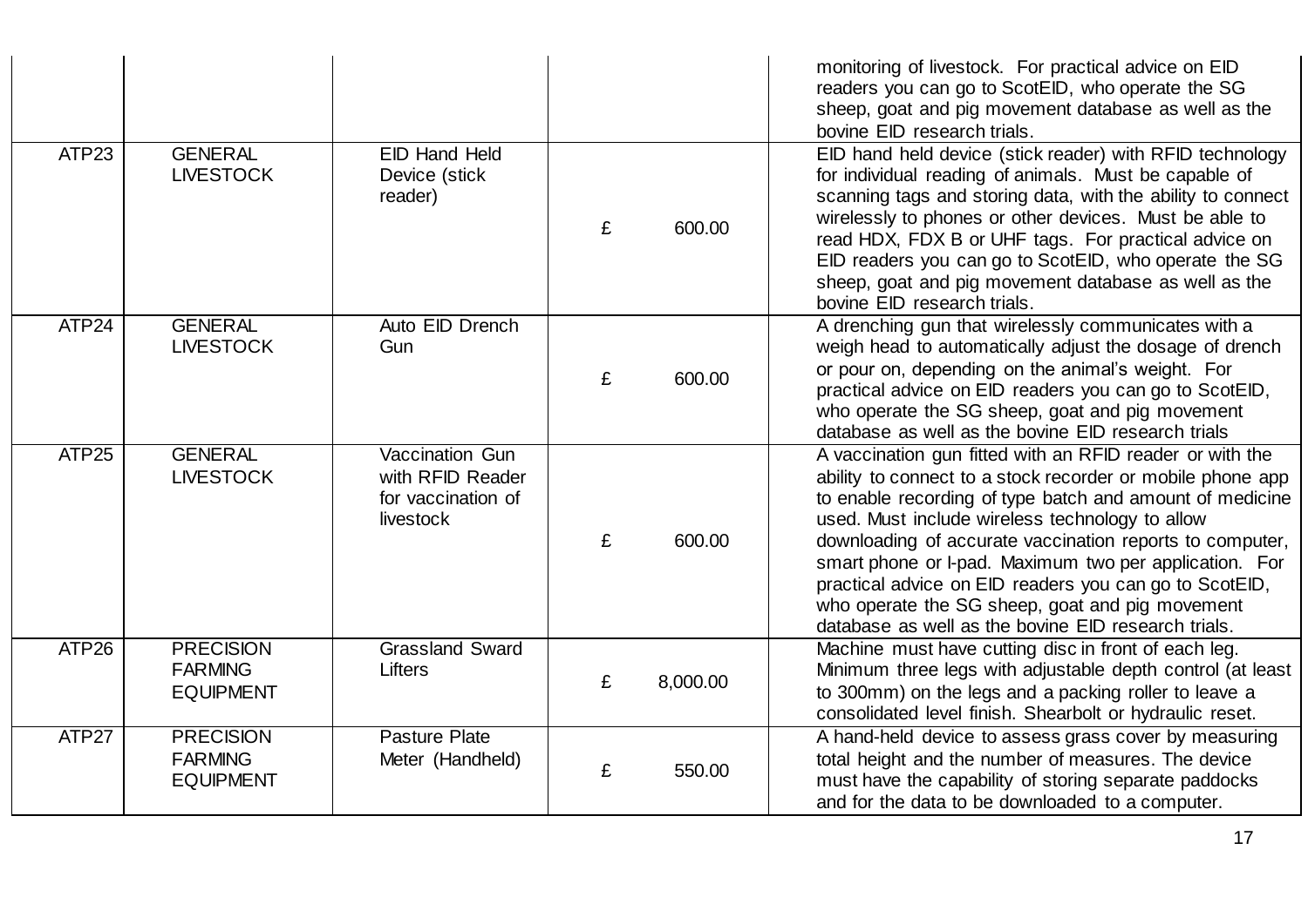| | | | | |
|---|---|---|---|---|
| | | | | monitoring of livestock. For practical advice on EID readers you can go to ScotEID, who operate the SG sheep, goat and pig movement database as well as the bovine EID research trials. |
| ATP23 | GENERAL LIVESTOCK | EID Hand Held Device (stick reader) | £ 600.00 | EID hand held device (stick reader) with RFID technology for individual reading of animals. Must be capable of scanning tags and storing data, with the ability to connect wirelessly to phones or other devices. Must be able to read HDX, FDX B or UHF tags. For practical advice on EID readers you can go to ScotEID, who operate the SG sheep, goat and pig movement database as well as the bovine EID research trials. |
| ATP24 | GENERAL LIVESTOCK | Auto EID Drench Gun | £ 600.00 | A drenching gun that wirelessly communicates with a weigh head to automatically adjust the dosage of drench or pour on, depending on the animal's weight. For practical advice on EID readers you can go to ScotEID, who operate the SG sheep, goat and pig movement database as well as the bovine EID research trials |
| ATP25 | GENERAL LIVESTOCK | Vaccination Gun with RFID Reader for vaccination of livestock | £ 600.00 | A vaccination gun fitted with an RFID reader or with the ability to connect to a stock recorder or mobile phone app to enable recording of type batch and amount of medicine used. Must include wireless technology to allow downloading of accurate vaccination reports to computer, smart phone or I-pad. Maximum two per application. For practical advice on EID readers you can go to ScotEID, who operate the SG sheep, goat and pig movement database as well as the bovine EID research trials. |
| ATP26 | PRECISION FARMING EQUIPMENT | Grassland Sward Lifters | £ 8,000.00 | Machine must have cutting disc in front of each leg. Minimum three legs with adjustable depth control (at least to 300mm) on the legs and a packing roller to leave a consolidated level finish. Shearbolt or hydraulic reset. |
| ATP27 | PRECISION FARMING EQUIPMENT | Pasture Plate Meter (Handheld) | £ 550.00 | A hand-held device to assess grass cover by measuring total height and the number of measures. The device must have the capability of storing separate paddocks and for the data to be downloaded to a computer. |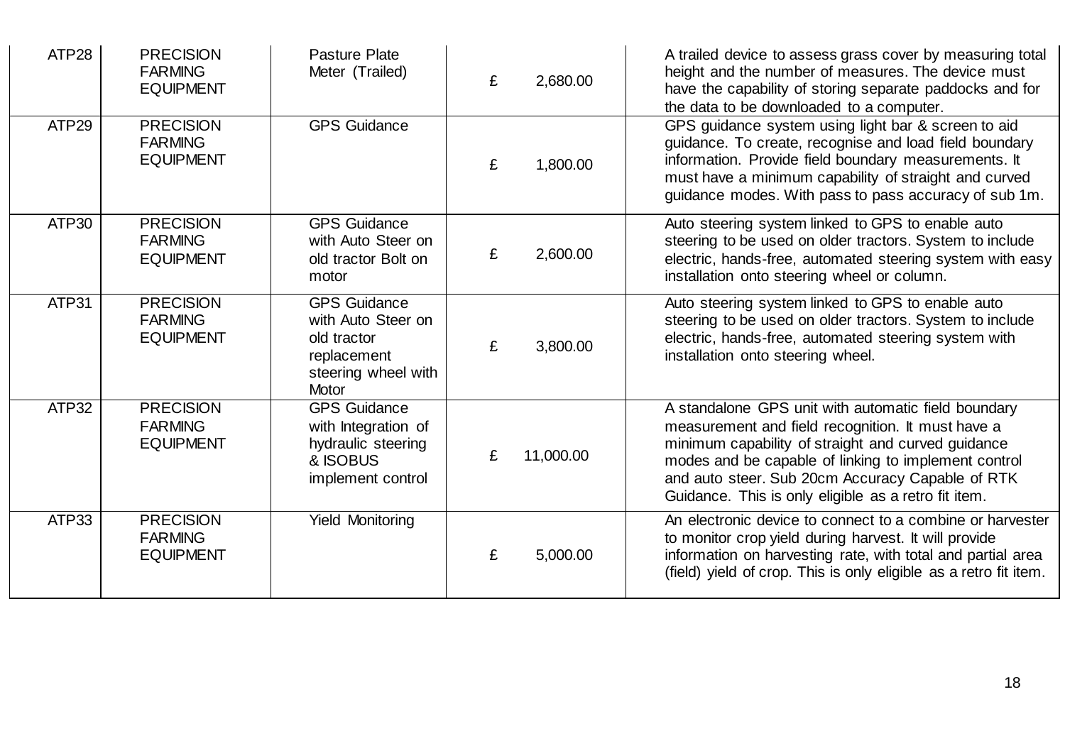| ATP28 | PRECISION FARMING EQUIPMENT | Pasture Plate Meter (Trailed) | £ 2,680.00 | A trailed device to assess grass cover by measuring total height and the number of measures. The device must have the capability of storing separate paddocks and for the data to be downloaded to a computer. |
|---|---|---|---|---|
| ATP29 | PRECISION FARMING EQUIPMENT | GPS Guidance | £ 1,800.00 | GPS guidance system using light bar & screen to aid guidance. To create, recognise and load field boundary information. Provide field boundary measurements. It must have a minimum capability of straight and curved guidance modes. With pass to pass accuracy of sub 1m. |
| ATP30 | PRECISION FARMING EQUIPMENT | GPS Guidance with Auto Steer on old tractor Bolt on motor | £ 2,600.00 | Auto steering system linked to GPS to enable auto steering to be used on older tractors. System to include electric, hands-free, automated steering system with easy installation onto steering wheel or column. |
| ATP31 | PRECISION FARMING EQUIPMENT | GPS Guidance with Auto Steer on old tractor replacement steering wheel with Motor | £ 3,800.00 | Auto steering system linked to GPS to enable auto steering to be used on older tractors. System to include electric, hands-free, automated steering system with installation onto steering wheel. |
| ATP32 | PRECISION FARMING EQUIPMENT | GPS Guidance with Integration of hydraulic steering & ISOBUS implement control | £ 11,000.00 | A standalone GPS unit with automatic field boundary measurement and field recognition. It must have a minimum capability of straight and curved guidance modes and be capable of linking to implement control and auto steer. Sub 20cm Accuracy Capable of RTK Guidance. This is only eligible as a retro fit item. |
| ATP33 | PRECISION FARMING EQUIPMENT | Yield Monitoring | £ 5,000.00 | An electronic device to connect to a combine or harvester to monitor crop yield during harvest. It will provide information on harvesting rate, with total and partial area (field) yield of crop. This is only eligible as a retro fit item. |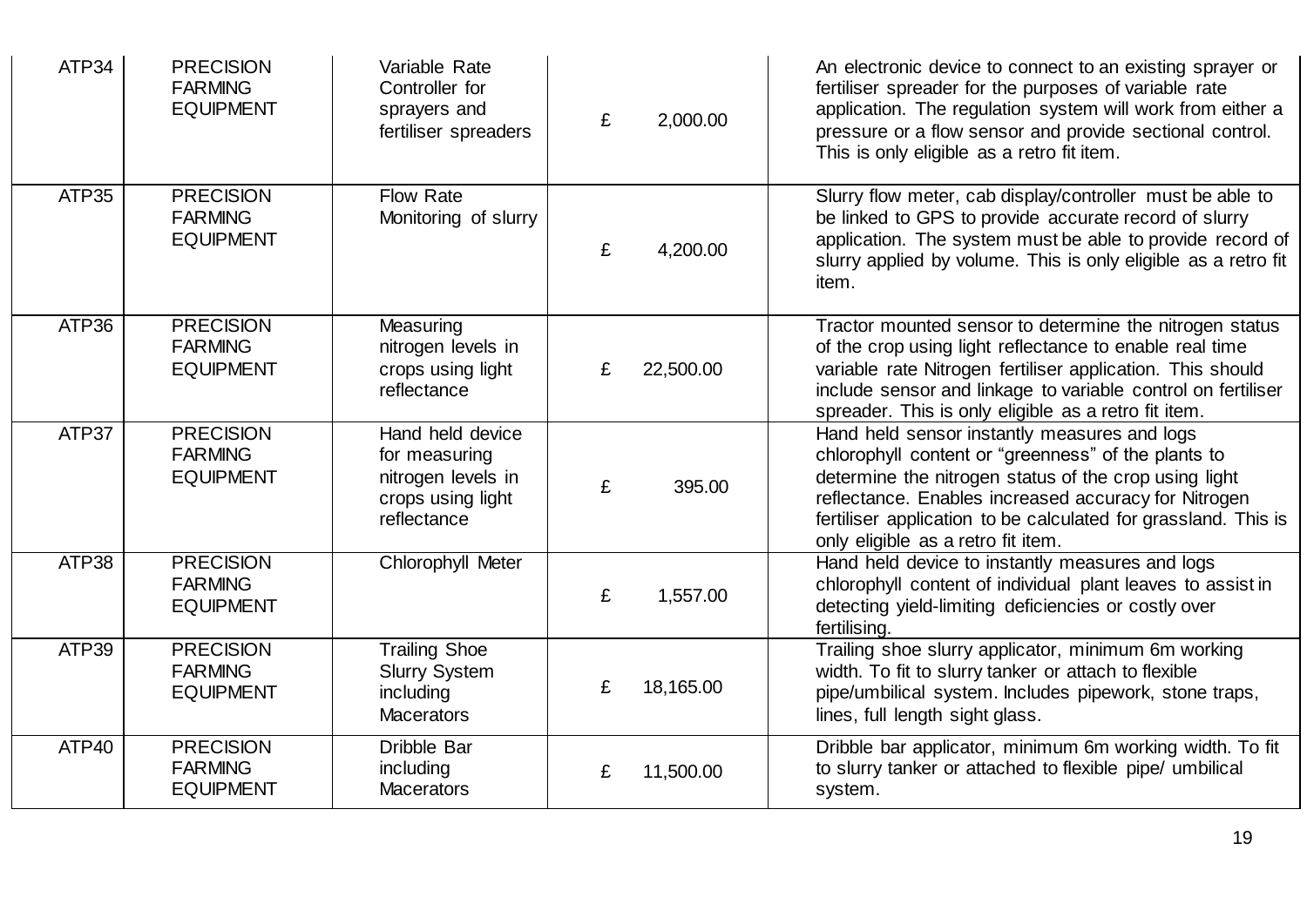| | | | | |
|---|---|---|---|---|
| ATP34 | PRECISION FARMING EQUIPMENT | Variable Rate Controller for sprayers and fertiliser spreaders | £ 2,000.00 | An electronic device to connect to an existing sprayer or fertiliser spreader for the purposes of variable rate application. The regulation system will work from either a pressure or a flow sensor and provide sectional control. This is only eligible as a retro fit item. |
| ATP35 | PRECISION FARMING EQUIPMENT | Flow Rate Monitoring of slurry | £ 4,200.00 | Slurry flow meter, cab display/controller must be able to be linked to GPS to provide accurate record of slurry application. The system must be able to provide record of slurry applied by volume. This is only eligible as a retro fit item. |
| ATP36 | PRECISION FARMING EQUIPMENT | Measuring nitrogen levels in crops using light reflectance | £ 22,500.00 | Tractor mounted sensor to determine the nitrogen status of the crop using light reflectance to enable real time variable rate Nitrogen fertiliser application. This should include sensor and linkage to variable control on fertiliser spreader. This is only eligible as a retro fit item. |
| ATP37 | PRECISION FARMING EQUIPMENT | Hand held device for measuring nitrogen levels in crops using light reflectance | £ 395.00 | Hand held sensor instantly measures and logs chlorophyll content or "greenness" of the plants to determine the nitrogen status of the crop using light reflectance. Enables increased accuracy for Nitrogen fertiliser application to be calculated for grassland. This is only eligible as a retro fit item. |
| ATP38 | PRECISION FARMING EQUIPMENT | Chlorophyll Meter | £ 1,557.00 | Hand held device to instantly measures and logs chlorophyll content of individual plant leaves to assist in detecting yield-limiting deficiencies or costly over fertilising. |
| ATP39 | PRECISION FARMING EQUIPMENT | Trailing Shoe Slurry System including Macerators | £ 18,165.00 | Trailing shoe slurry applicator, minimum 6m working width. To fit to slurry tanker or attach to flexible pipe/umbilical system. Includes pipework, stone traps, lines, full length sight glass. |
| ATP40 | PRECISION FARMING EQUIPMENT | Dribble Bar including Macerators | £ 11,500.00 | Dribble bar applicator, minimum 6m working width. To fit to slurry tanker or attached to flexible pipe/ umbilical system. |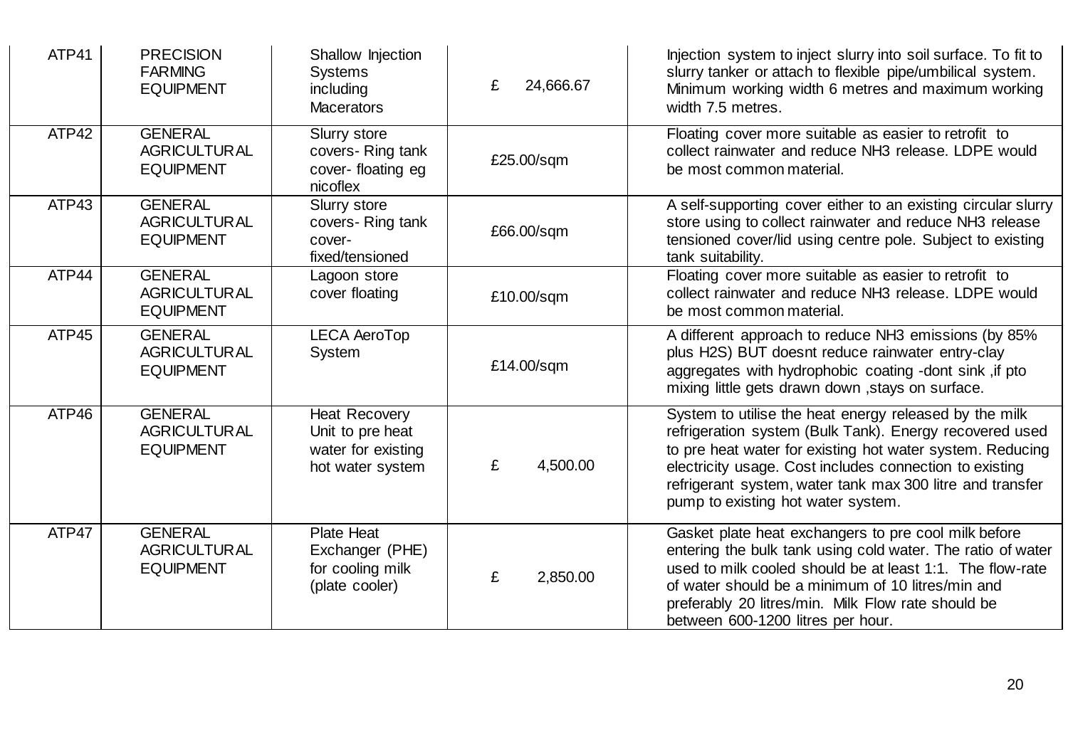| ATP41 | PRECISION FARMING EQUIPMENT | Shallow Injection Systems including Macerators | £ 24,666.67 | Injection system to inject slurry into soil surface. To fit to slurry tanker or attach to flexible pipe/umbilical system. Minimum working width 6 metres and maximum working width 7.5 metres. |
|---|---|---|---|---|
| ATP42 | GENERAL AGRICULTURAL EQUIPMENT | Slurry store covers- Ring tank cover- floating eg nicoflex | £25.00/sqm | Floating cover more suitable as easier to retrofit to collect rainwater and reduce $NH_3$ release. LDPE would be most common material. |
| ATP43 | GENERAL AGRICULTURAL EQUIPMENT | Slurry store covers- Ring tank cover- fixed/tensioned | £66.00/sqm | A self-supporting cover either to an existing circular slurry store using to collect rainwater and reduce $NH_3$ release tensioned cover/lid using centre pole. Subject to existing tank suitability. |
| ATP44 | GENERAL AGRICULTURAL EQUIPMENT | Lagoon store cover floating | £10.00/sqm | Floating cover more suitable as easier to retrofit to collect rainwater and reduce $NH_3$ release. LDPE would be most common material. |
| ATP45 | GENERAL AGRICULTURAL EQUIPMENT | LECA AeroTop System | £14.00/sqm | A different approach to reduce $NH_3$ emissions (by 85% plus $H_2S$) BUT doesnt reduce rainwater entry-clay aggregates with hydrophobic coating -dont sink ,if pto mixing little gets drawn down ,stays on surface. |
| ATP46 | GENERAL AGRICULTURAL EQUIPMENT | Heat Recovery Unit to pre heat water for existing hot water system | £ 4,500.00 | System to utilise the heat energy released by the milk refrigeration system (Bulk Tank). Energy recovered used to pre heat water for existing hot water system. Reducing electricity usage. Cost includes connection to existing refrigerant system, water tank max 300 litre and transfer pump to existing hot water system. |
| ATP47 | GENERAL AGRICULTURAL EQUIPMENT | Plate Heat Exchanger (PHE) for cooling milk (plate cooler) | £ 2,850.00 | Gasket plate heat exchangers to pre cool milk before entering the bulk tank using cold water. The ratio of water used to milk cooled should be at least 1:1. The flow-rate of water should be a minimum of 10 litres/min and preferably 20 litres/min. Milk Flow rate should be between 600-1200 litres per hour. |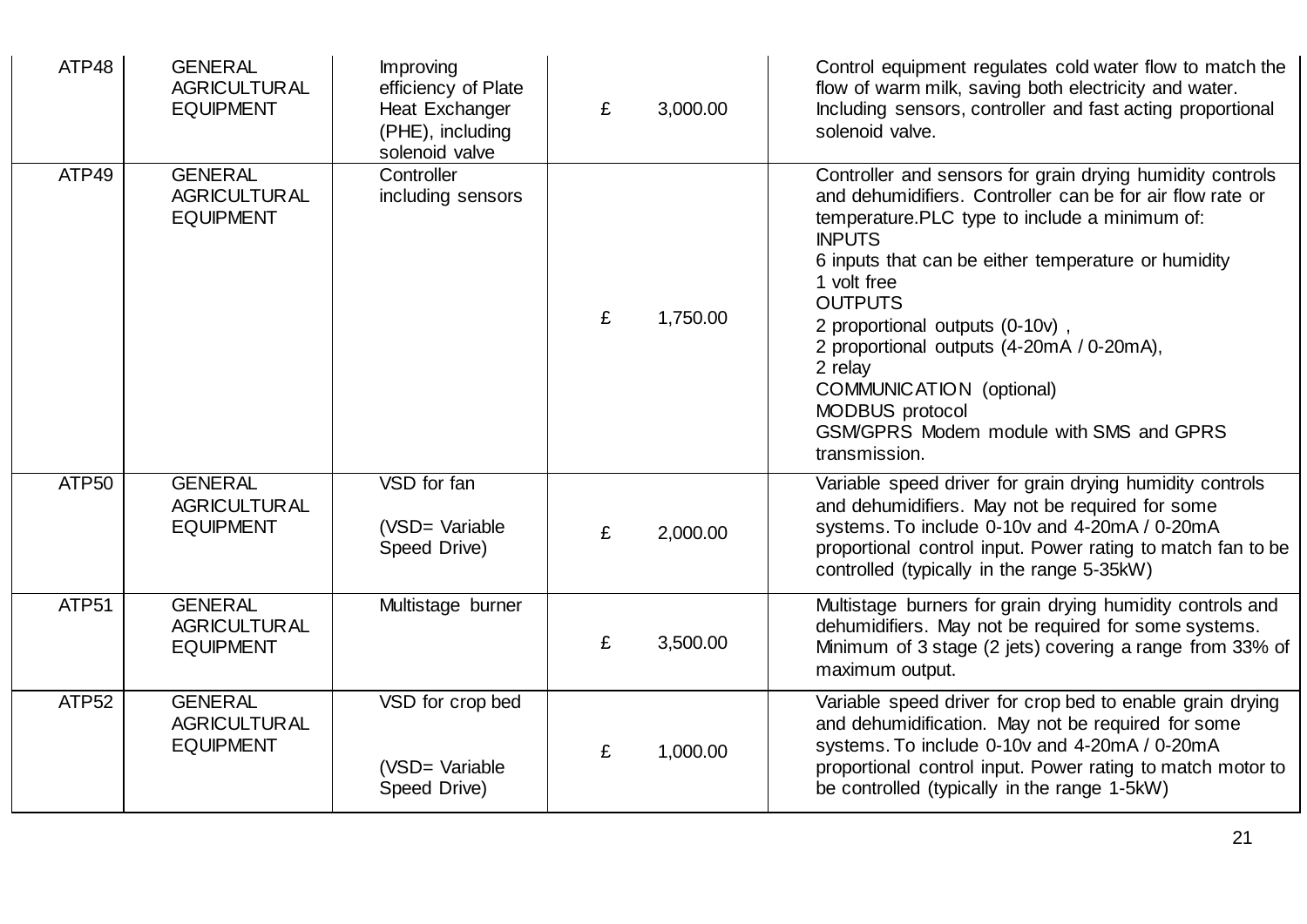| ATP48 | GENERAL AGRICULTURAL EQUIPMENT | Improving efficiency of Plate Heat Exchanger (PHE), including solenoid valve | £ 3,000.00 | Control equipment regulates cold water flow to match the flow of warm milk, saving both electricity and water. Including sensors, controller and fast acting proportional solenoid valve. |
|---|---|---|---|---|
| ATP49 | GENERAL AGRICULTURAL EQUIPMENT | Controller including sensors | £ 1,750.00 | Controller and sensors for grain drying humidity controls and dehumidifiers. Controller can be for air flow rate or temperature.PLC type to include a minimum of:<br>INPUTS<br>6 inputs that can be either temperature or humidity<br>1 volt free<br>OUTPUTS<br>2 proportional outputs (0-10v) ,<br>2 proportional outputs (4-20mA / 0-20mA),<br>2 relay<br>COMMUNICATION (optional)<br>MODBUS protocol<br>GSM/GPRS Modem module with SMS and GPRS transmission. |
| ATP50 | GENERAL AGRICULTURAL EQUIPMENT | VSD for fan<br><br>(VSD= Variable Speed Drive) | £ 2,000.00 | Variable speed driver for grain drying humidity controls and dehumidifiers. May not be required for some systems. To include 0-10v and 4-20mA / 0-20mA proportional control input. Power rating to match fan to be controlled (typically in the range 5-35kW) |
| ATP51 | GENERAL AGRICULTURAL EQUIPMENT | Multistage burner | £ 3,500.00 | Multistage burners for grain drying humidity controls and dehumidifiers. May not be required for some systems. Minimum of 3 stage (2 jets) covering a range from 33% of maximum output. |
| ATP52 | GENERAL AGRICULTURAL EQUIPMENT | VSD for crop bed<br><br>(VSD= Variable Speed Drive) | £ 1,000.00 | Variable speed driver for crop bed to enable grain drying and dehumidification. May not be required for some systems. To include 0-10v and 4-20mA / 0-20mA proportional control input. Power rating to match motor to be controlled (typically in the range 1-5kW) |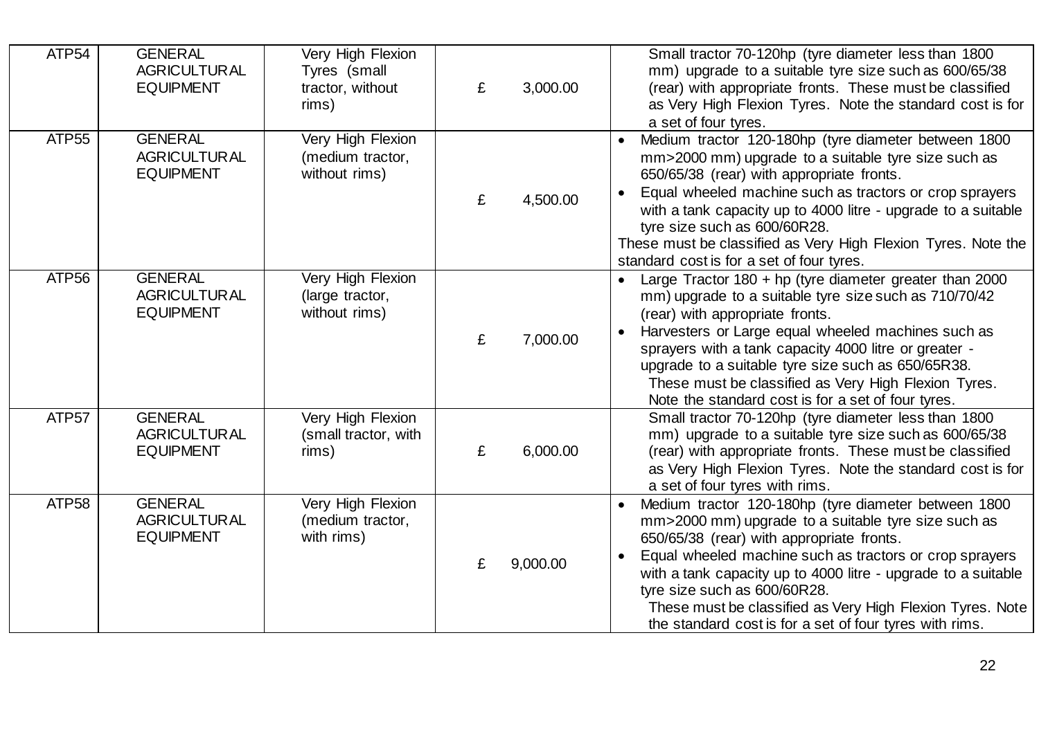| ATP54 | GENERAL AGRICULTURAL EQUIPMENT | Very High Flexion Tyres (small tractor, without rims) | £ 3,000.00 | Small tractor 70-120hp (tyre diameter less than 1800 mm) upgrade to a suitable tyre size such as 600/65/38 (rear) with appropriate fronts. These must be classified as Very High Flexion Tyres. Note the standard cost is for a set of four tyres. |
|---|---|---|---|---|
| ATP55 | GENERAL AGRICULTURAL EQUIPMENT | Very High Flexion (medium tractor, without rims) | £ 4,500.00 | • Medium tractor 120-180hp (tyre diameter between 1800 mm>2000 mm) upgrade to a suitable tyre size such as 650/65/38 (rear) with appropriate fronts.<br>• Equal wheeled machine such as tractors or crop sprayers with a tank capacity up to 4000 litre - upgrade to a suitable tyre size such as 600/60R28.<br>These must be classified as Very High Flexion Tyres. Note the standard cost is for a set of four tyres. |
| ATP56 | GENERAL AGRICULTURAL EQUIPMENT | Very High Flexion (large tractor, without rims) | £ 7,000.00 | • Large Tractor 180 + hp (tyre diameter greater than 2000 mm) upgrade to a suitable tyre size such as 710/70/42 (rear) with appropriate fronts.<br>• Harvesters or Large equal wheeled machines such as sprayers with a tank capacity 4000 litre or greater - upgrade to a suitable tyre size such as 650/65R38.<br>These must be classified as Very High Flexion Tyres. Note the standard cost is for a set of four tyres. |
| ATP57 | GENERAL AGRICULTURAL EQUIPMENT | Very High Flexion (small tractor, with rims) | £ 6,000.00 | Small tractor 70-120hp (tyre diameter less than 1800 mm) upgrade to a suitable tyre size such as 600/65/38 (rear) with appropriate fronts. These must be classified as Very High Flexion Tyres. Note the standard cost is for a set of four tyres with rims. |
| ATP58 | GENERAL AGRICULTURAL EQUIPMENT | Very High Flexion (medium tractor, with rims) | £ 9,000.00 | • Medium tractor 120-180hp (tyre diameter between 1800 mm>2000 mm) upgrade to a suitable tyre size such as 650/65/38 (rear) with appropriate fronts.<br>• Equal wheeled machine such as tractors or crop sprayers with a tank capacity up to 4000 litre - upgrade to a suitable tyre size such as 600/60R28.<br>These must be classified as Very High Flexion Tyres. Note the standard cost is for a set of four tyres with rims. |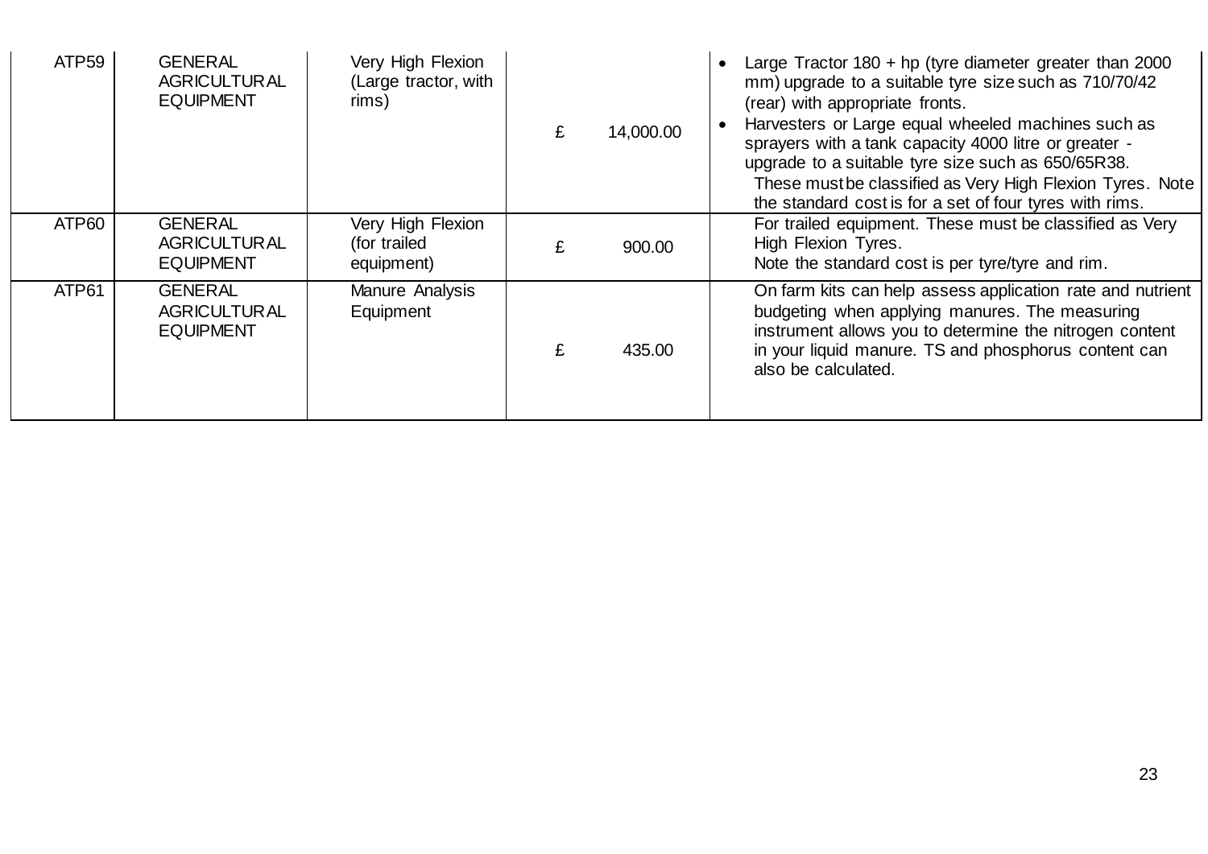| ATP59 | GENERAL AGRICULTURAL EQUIPMENT | Very High Flexion (Large tractor, with rims) | £ 14,000.00 | • Large Tractor 180 + hp (tyre diameter greater than 2000 mm) upgrade to a suitable tyre size such as 710/70/42 (rear) with appropriate fronts.<br>• Harvesters or Large equal wheeled machines such as sprayers with a tank capacity 4000 litre or greater - upgrade to a suitable tyre size such as 650/65R38.<br>These must be classified as Very High Flexion Tyres. Note the standard cost is for a set of four tyres with rims. |
|---|---|---|---|---|
| ATP60 | GENERAL AGRICULTURAL EQUIPMENT | Very High Flexion (for trailed equipment) | £ 900.00 | For trailed equipment. These must be classified as Very High Flexion Tyres.<br>Note the standard cost is per tyre/tyre and rim. |
| ATP61 | GENERAL AGRICULTURAL EQUIPMENT | Manure Analysis Equipment | £ 435.00 | On farm kits can help assess application rate and nutrient budgeting when applying manures. The measuring instrument allows you to determine the nitrogen content in your liquid manure. TS and phosphorus content can also be calculated. |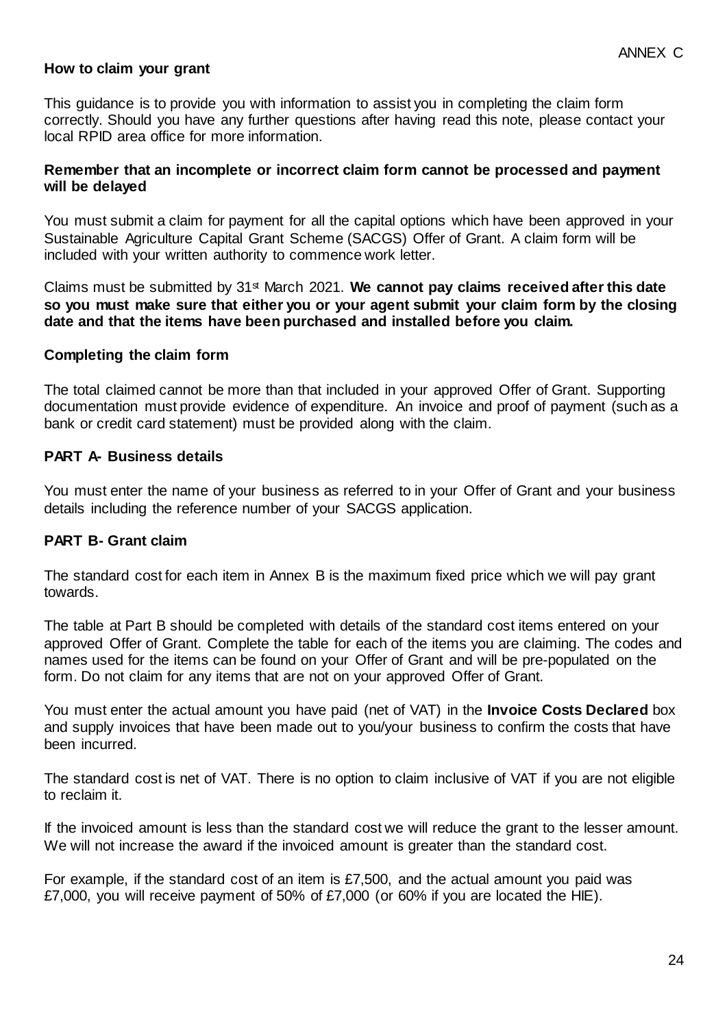ANNEX C

## How to claim your grant

This guidance is to provide you with information to assist you in completing the claim form correctly. Should you have any further questions after having read this note, please contact your local RPID area office for more information.

**Remember that an incomplete or incorrect claim form cannot be processed and payment will be delayed**

You must submit a claim for payment for all the capital options which have been approved in your Sustainable Agriculture Capital Grant Scheme (SACGS) Offer of Grant. A claim form will be included with your written authority to commence work letter.

Claims must be submitted by 31st March 2021. **We cannot pay claims received after this date so you must make sure that either you or your agent submit your claim form by the closing date and that the items have been purchased and installed before you claim.**

### Completing the claim form

The total claimed cannot be more than that included in your approved Offer of Grant. Supporting documentation must provide evidence of expenditure. An invoice and proof of payment (such as a bank or credit card statement) must be provided along with the claim.

### PART A- Business details

You must enter the name of your business as referred to in your Offer of Grant and your business details including the reference number of your SACGS application.

### PART B- Grant claim

The standard cost for each item in Annex B is the maximum fixed price which we will pay grant towards.

The table at Part B should be completed with details of the standard cost items entered on your approved Offer of Grant. Complete the table for each of the items you are claiming. The codes and names used for the items can be found on your Offer of Grant and will be pre-populated on the form. Do not claim for any items that are not on your approved Offer of Grant.

You must enter the actual amount you have paid (net of VAT) in the **Invoice Costs Declared** box and supply invoices that have been made out to you/your business to confirm the costs that have been incurred.

The standard cost is net of VAT. There is no option to claim inclusive of VAT if you are not eligible to reclaim it.

If the invoiced amount is less than the standard cost we will reduce the grant to the lesser amount. We will not increase the award if the invoiced amount is greater than the standard cost.

For example, if the standard cost of an item is £7,500, and the actual amount you paid was £7,000, you will receive payment of 50% of £7,000 (or 60% if you are located the HIE).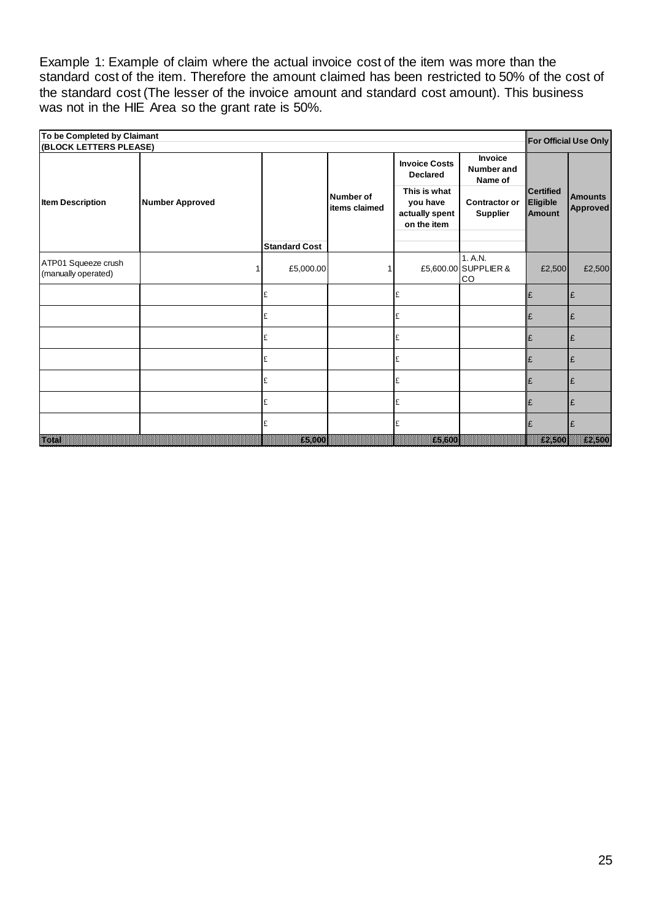Example 1: Example of claim where the actual invoice cost of the item was more than the standard cost of the item. Therefore the amount claimed has been restricted to 50% of the cost of the standard cost (The lesser of the invoice amount and standard cost amount). This business was not in the HIE Area so the grant rate is 50%.

| To be Completed by Claimant (BLOCK LETTERS PLEASE) | | | | | | For Official Use Only | |
|---|---|---|---|---|---|---|---|
| **Item Description** | **Number Approved** | **Standard Cost** | **Number of items claimed** | **Invoice Costs Declared** This is what you have actually spent on the item | **Invoice Number and Name of Contractor or Supplier** | **Certified Eligible Amount** | **Amounts Approved** |
| ATP01 Squeeze crush (manually operated) | 1 | £5,000.00 | 1 | £5,600.00 | 1. A.N. SUPPLIER & CO | £2,500 | £2,500 |
| | | £ | | £ | | £ | £ |
| | | £ | | £ | | £ | £ |
| | | £ | | £ | | £ | £ |
| | | £ | | £ | | £ | £ |
| | | £ | | £ | | £ | £ |
| | | £ | | £ | | £ | £ |
| | | £ | | £ | | £ | £ |
| **Total** | | **£5,000** | | **£5,600** | | **£2,500** | **£2,500** |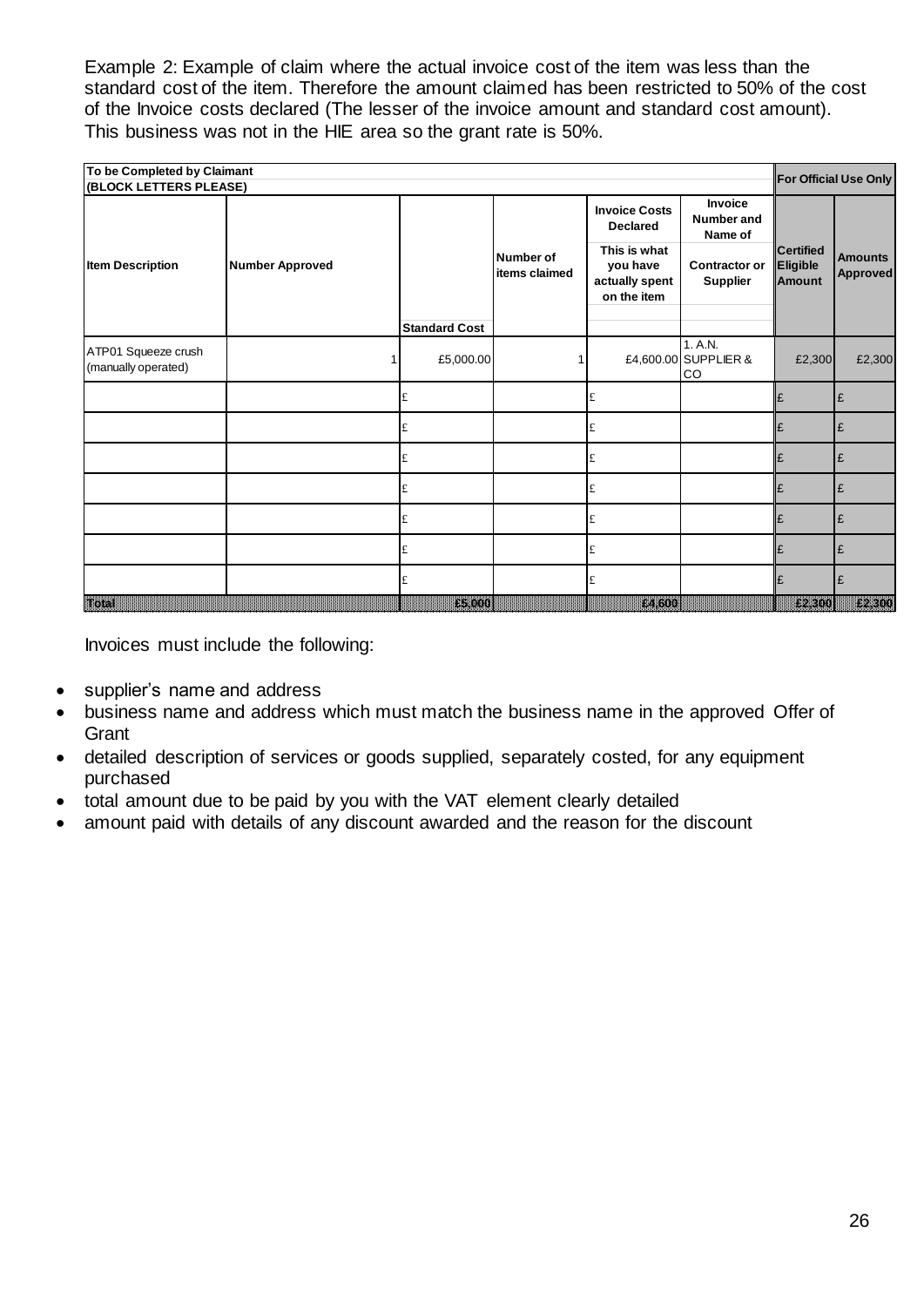Example 2: Example of claim where the actual invoice cost of the item was less than the standard cost of the item. Therefore the amount claimed has been restricted to 50% of the cost of the Invoice costs declared (The lesser of the invoice amount and standard cost amount). This business was not in the HIE area so the grant rate is 50%.

| To be Completed by Claimant (BLOCK LETTERS PLEASE) | | | | | | For Official Use Only | |
|---|---|---|---|---|---|---|---|
| Item Description | Number Approved | Standard Cost | Number of items claimed | Invoice Costs Declared<br>This is what you have actually spent on the item | Invoice Number and Name of<br>Contractor or Supplier | Certified Eligible Amount | Amounts Approved |
| ATP01 Squeeze crush (manually operated) | 1 | £5,000.00 | 1 | £4,600.00 | 1. A.N. SUPPLIER & CO | £2,300 | £2,300 |
| | | £ | | £ | | £ | £ |
| | | £ | | £ | | £ | £ |
| | | £ | | £ | | £ | £ |
| | | £ | | £ | | £ | £ |
| | | £ | | £ | | £ | £ |
| | | £ | | £ | | £ | £ |
| | | £ | | £ | | £ | £ |
| Total | | £5,000 | | £4,600 | | £2,300 | £2,300 |

Invoices must include the following:

- supplier's name and address
- business name and address which must match the business name in the approved Offer of Grant
- detailed description of services or goods supplied, separately costed, for any equipment purchased
- total amount due to be paid by you with the VAT element clearly detailed
- amount paid with details of any discount awarded and the reason for the discount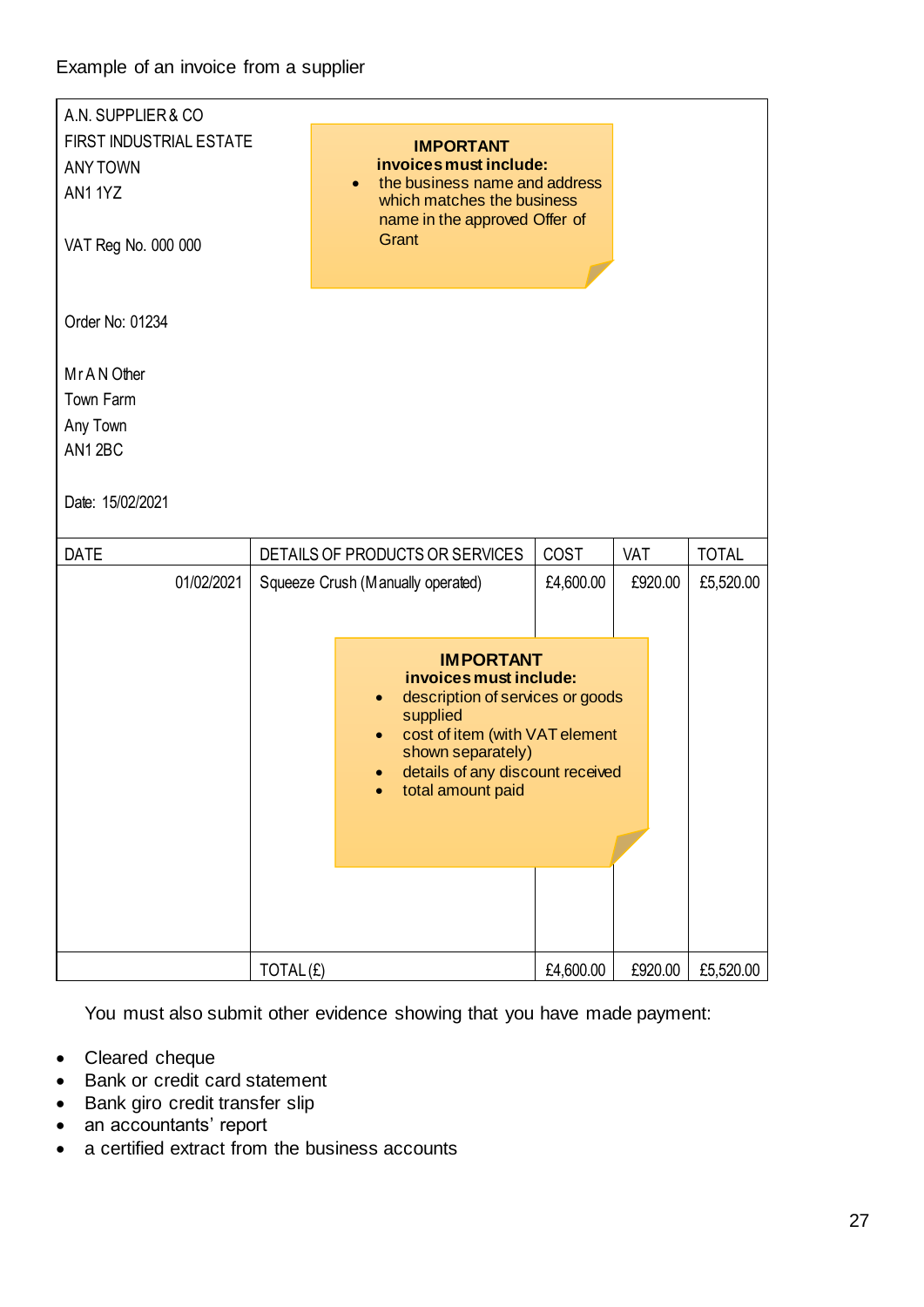Example of an invoice from a supplier

A.N. SUPPLIER & CO
FIRST INDUSTRIAL ESTATE
ANY TOWN
AN1 1YZ

VAT Reg No. 000 000

> **IMPORTANT**
> **invoices must include:**
> - the business name and address which matches the business name in the approved Offer of Grant

Order No: 01234

Mr A N Other
Town Farm
Any Town
AN1 2BC

Date: 15/02/2021

| DATE | DETAILS OF PRODUCTS OR SERVICES | COST | VAT | TOTAL |
|---|---|---|---|---|
| 01/02/2021 | Squeeze Crush (Manually operated) | £4,600.00 | £920.00 | £5,520.00 |
| | TOTAL (£) | £4,600.00 | £920.00 | £5,520.00 |

> **IMPORTANT**
> **invoices must include:**
> - description of services or goods supplied
> - cost of item (with VAT element shown separately)
> - details of any discount received
> - total amount paid

You must also submit other evidence showing that you have made payment:

- Cleared cheque
- Bank or credit card statement
- Bank giro credit transfer slip
- an accountants' report
- a certified extract from the business accounts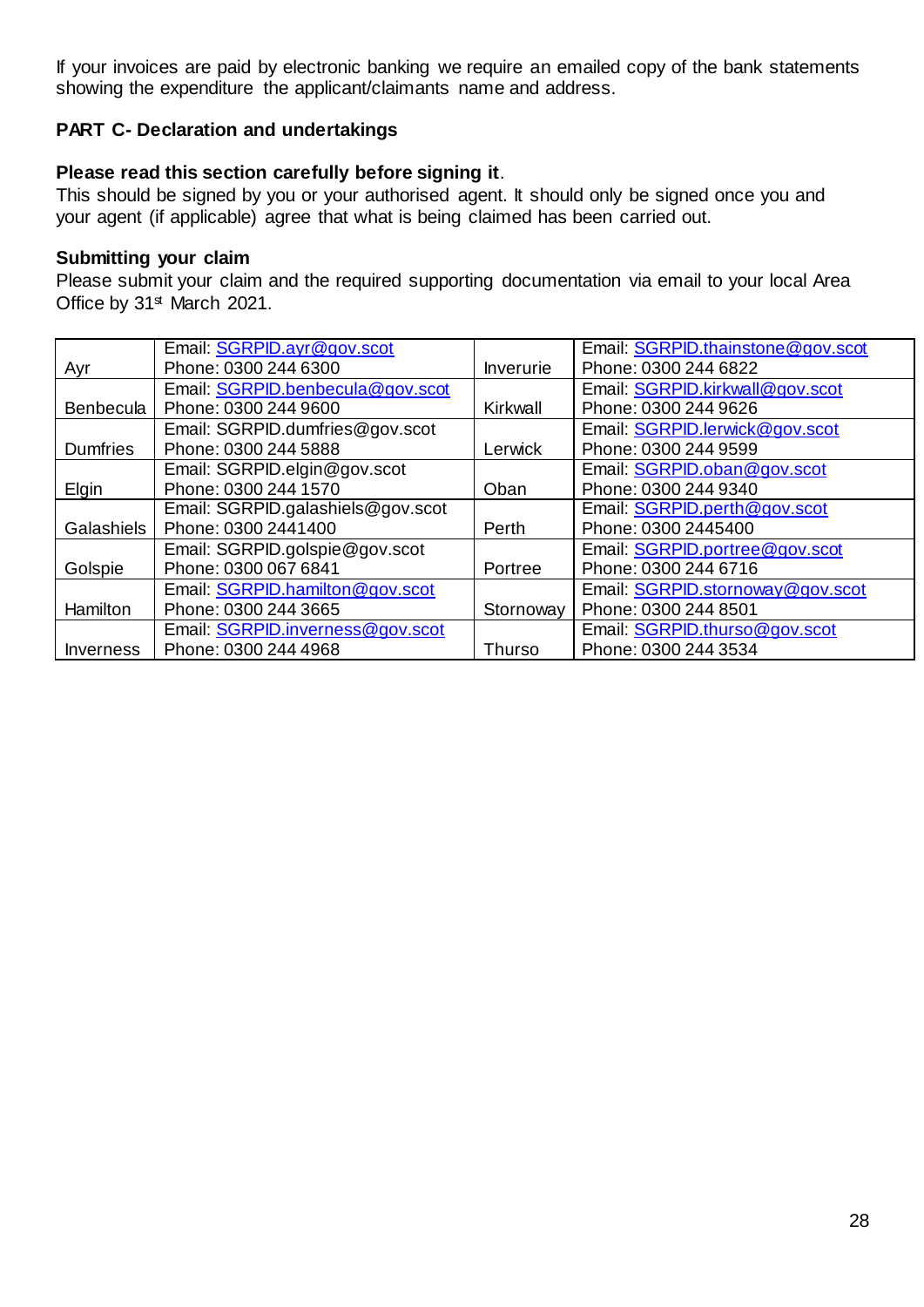If your invoices are paid by electronic banking we require an emailed copy of the bank statements showing the expenditure the applicant/claimants name and address.

**PART C- Declaration and undertakings**

**Please read this section carefully before signing it**.
This should be signed by you or your authorised agent. It should only be signed once you and your agent (if applicable) agree that what is being claimed has been carried out.

**Submitting your claim**
Please submit your claim and the required supporting documentation via email to your local Area Office by 31st March 2021.

| | | | |
|---|---|---|---|
| Ayr | Email: SGRPID.ayr@gov.scot<br>Phone: 0300 244 6300 | Inverurie | Email: SGRPID.thainstone@gov.scot<br>Phone: 0300 244 6822 |
| Benbecula | Email: SGRPID.benbecula@gov.scot<br>Phone: 0300 244 9600 | Kirkwall | Email: SGRPID.kirkwall@gov.scot<br>Phone: 0300 244 9626 |
| Dumfries | Email: SGRPID.dumfries@gov.scot<br>Phone: 0300 244 5888 | Lerwick | Email: SGRPID.lerwick@gov.scot<br>Phone: 0300 244 9599 |
| Elgin | Email: SGRPID.elgin@gov.scot<br>Phone: 0300 244 1570 | Oban | Email: SGRPID.oban@gov.scot<br>Phone: 0300 244 9340 |
| Galashiels | Email: SGRPID.galashiels@gov.scot<br>Phone: 0300 2441400 | Perth | Email: SGRPID.perth@gov.scot<br>Phone: 0300 2445400 |
| Golspie | Email: SGRPID.golspie@gov.scot<br>Phone: 0300 067 6841 | Portree | Email: SGRPID.portree@gov.scot<br>Phone: 0300 244 6716 |
| Hamilton | Email: SGRPID.hamilton@gov.scot<br>Phone: 0300 244 3665 | Stornoway | Email: SGRPID.stornoway@gov.scot<br>Phone: 0300 244 8501 |
| Inverness | Email: SGRPID.inverness@gov.scot<br>Phone: 0300 244 4968 | Thurso | Email: SGRPID.thurso@gov.scot<br>Phone: 0300 244 3534 |